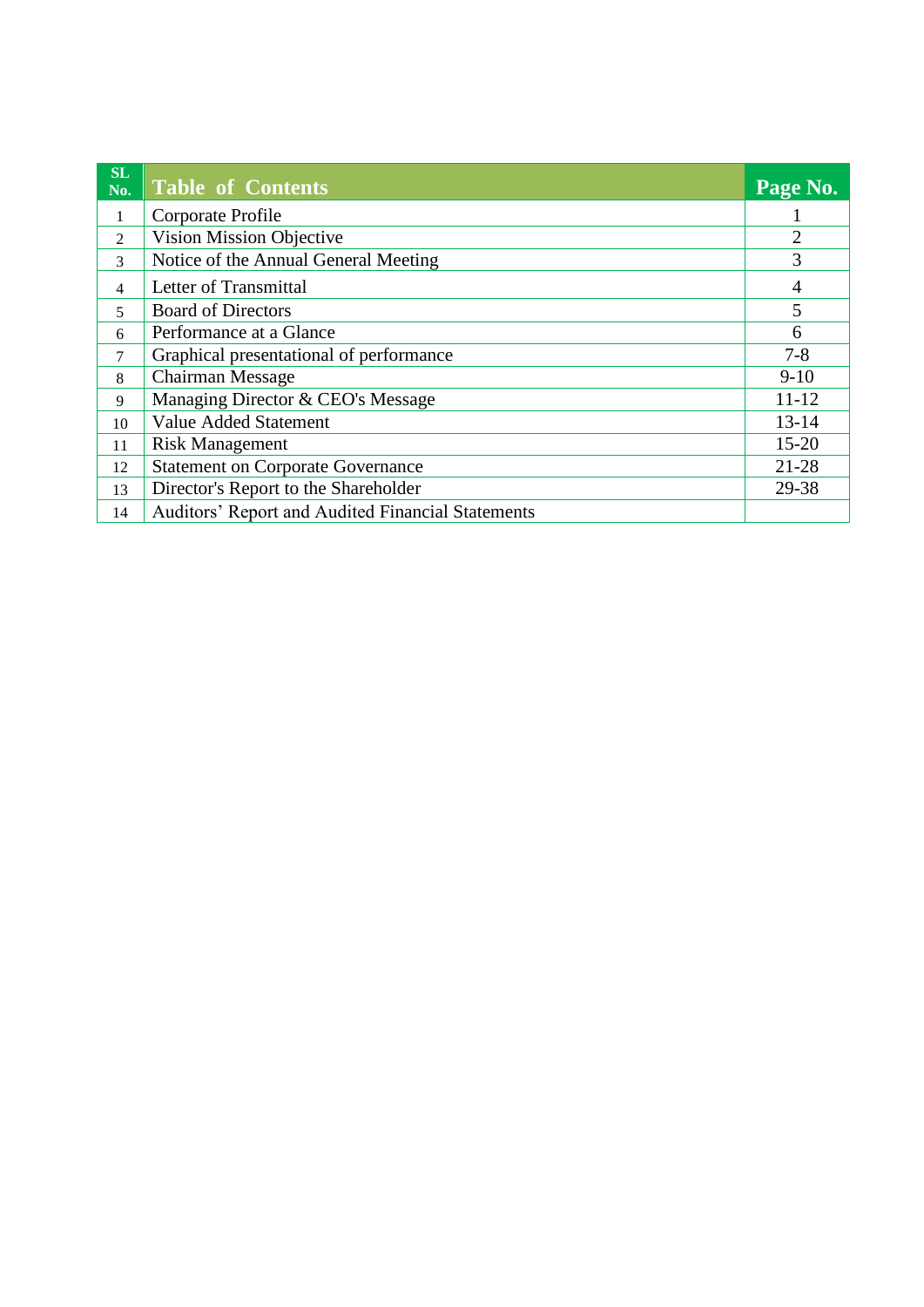| SL No. | Table of Contents | Page No. |
|---|---|---|
| 1 | Corporate Profile | 1 |
| 2 | Vision Mission Objective | 2 |
| 3 | Notice of the Annual General Meeting | 3 |
| 4 | Letter of Transmittal | 4 |
| 5 | Board of Directors | 5 |
| 6 | Performance at a Glance | 6 |
| 7 | Graphical presentational of performance | 7-8 |
| 8 | Chairman Message | 9-10 |
| 9 | Managing Director & CEO's Message | 11-12 |
| 10 | Value Added Statement | 13-14 |
| 11 | Risk Management | 15-20 |
| 12 | Statement on Corporate Governance | 21-28 |
| 13 | Director's Report to the Shareholder | 29-38 |
| 14 | Auditors' Report and Audited Financial Statements | |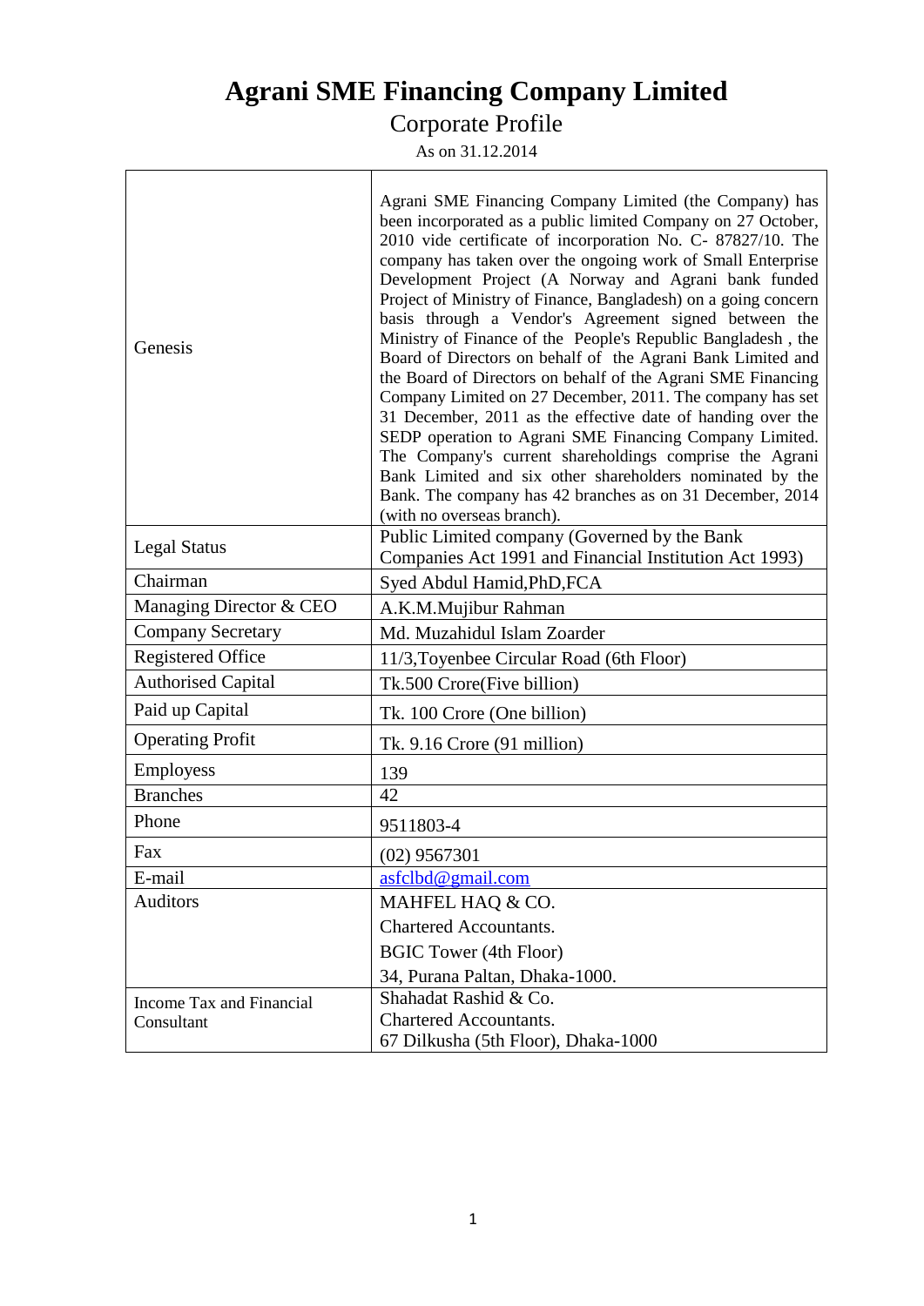# Agrani SME Financing Company Limited

## Corporate Profile

As on 31.12.2014

| | |
|---|---|
| Genesis | Agrani SME Financing Company Limited (the Company) has been incorporated as a public limited Company on 27 October, 2010 vide certificate of incorporation No. C- 87827/10. The company has taken over the ongoing work of Small Enterprise Development Project (A Norway and Agrani bank funded Project of Ministry of Finance, Bangladesh) on a going concern basis through a Vendor's Agreement signed between the Ministry of Finance of the People's Republic Bangladesh , the Board of Directors on behalf of the Agrani Bank Limited and the Board of Directors on behalf of the Agrani SME Financing Company Limited on 27 December, 2011. The company has set 31 December, 2011 as the effective date of handing over the SEDP operation to Agrani SME Financing Company Limited. The Company's current shareholdings comprise the Agrani Bank Limited and six other shareholders nominated by the Bank. The company has 42 branches as on 31 December, 2014 (with no overseas branch). |
| Legal Status | Public Limited company (Governed by the Bank Companies Act 1991 and Financial Institution Act 1993) |
| Chairman | Syed Abdul Hamid,PhD,FCA |
| Managing Director & CEO | A.K.M.Mujibur Rahman |
| Company Secretary | Md. Muzahidul Islam Zoarder |
| Registered Office | 11/3,Toyenbee Circular Road (6th Floor) |
| Authorised Capital | Tk.500 Crore(Five billion) |
| Paid up Capital | Tk. 100 Crore (One billion) |
| Operating Profit | Tk. 9.16 Crore (91 million) |
| Employess | 139 |
| Branches | 42 |
| Phone | 9511803-4 |
| Fax | (02) 9567301 |
| E-mail | asfclbd@gmail.com |
| Auditors | MAHFEL HAQ & CO.<br>Chartered Accountants.<br>BGIC Tower (4th Floor)<br>34, Purana Paltan, Dhaka-1000. |
| Income Tax and Financial Consultant | Shahadat Rashid & Co.<br>Chartered Accountants.<br>67 Dilkusha (5th Floor), Dhaka-1000 |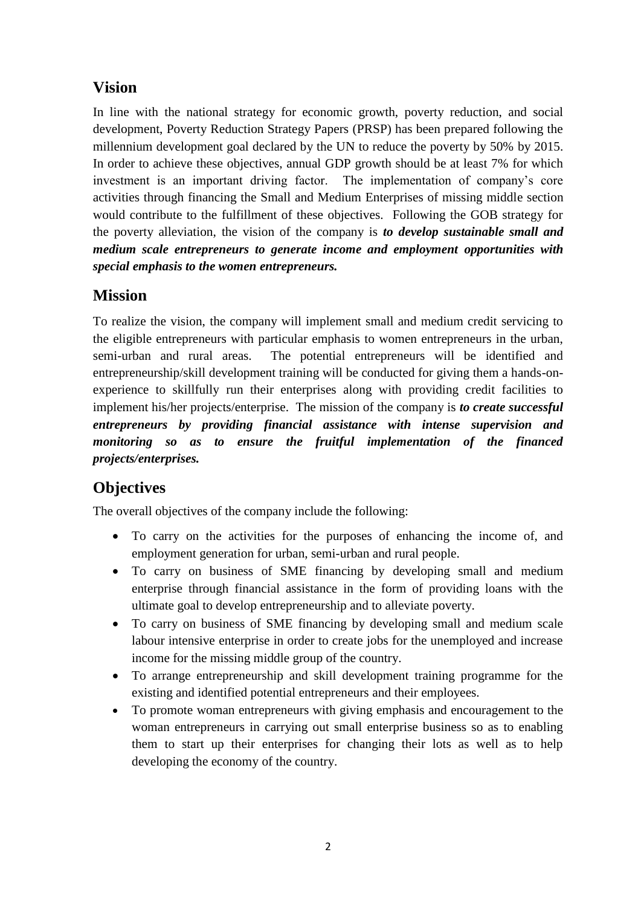## Vision

In line with the national strategy for economic growth, poverty reduction, and social development, Poverty Reduction Strategy Papers (PRSP) has been prepared following the millennium development goal declared by the UN to reduce the poverty by 50% by 2015. In order to achieve these objectives, annual GDP growth should be at least 7% for which investment is an important driving factor. The implementation of company's core activities through financing the Small and Medium Enterprises of missing middle section would contribute to the fulfillment of these objectives. Following the GOB strategy for the poverty alleviation, the vision of the company is ***to develop sustainable small and medium scale entrepreneurs to generate income and employment opportunities with special emphasis to the women entrepreneurs.***

## Mission

To realize the vision, the company will implement small and medium credit servicing to the eligible entrepreneurs with particular emphasis to women entrepreneurs in the urban, semi-urban and rural areas. The potential entrepreneurs will be identified and entrepreneurship/skill development training will be conducted for giving them a hands-on-experience to skillfully run their enterprises along with providing credit facilities to implement his/her projects/enterprise. The mission of the company is ***to create successful entrepreneurs by providing financial assistance with intense supervision and monitoring so as to ensure the fruitful implementation of the financed projects/enterprises.***

## Objectives

The overall objectives of the company include the following:

- To carry on the activities for the purposes of enhancing the income of, and employment generation for urban, semi-urban and rural people.
- To carry on business of SME financing by developing small and medium enterprise through financial assistance in the form of providing loans with the ultimate goal to develop entrepreneurship and to alleviate poverty.
- To carry on business of SME financing by developing small and medium scale labour intensive enterprise in order to create jobs for the unemployed and increase income for the missing middle group of the country.
- To arrange entrepreneurship and skill development training programme for the existing and identified potential entrepreneurs and their employees.
- To promote woman entrepreneurs with giving emphasis and encouragement to the woman entrepreneurs in carrying out small enterprise business so as to enabling them to start up their enterprises for changing their lots as well as to help developing the economy of the country.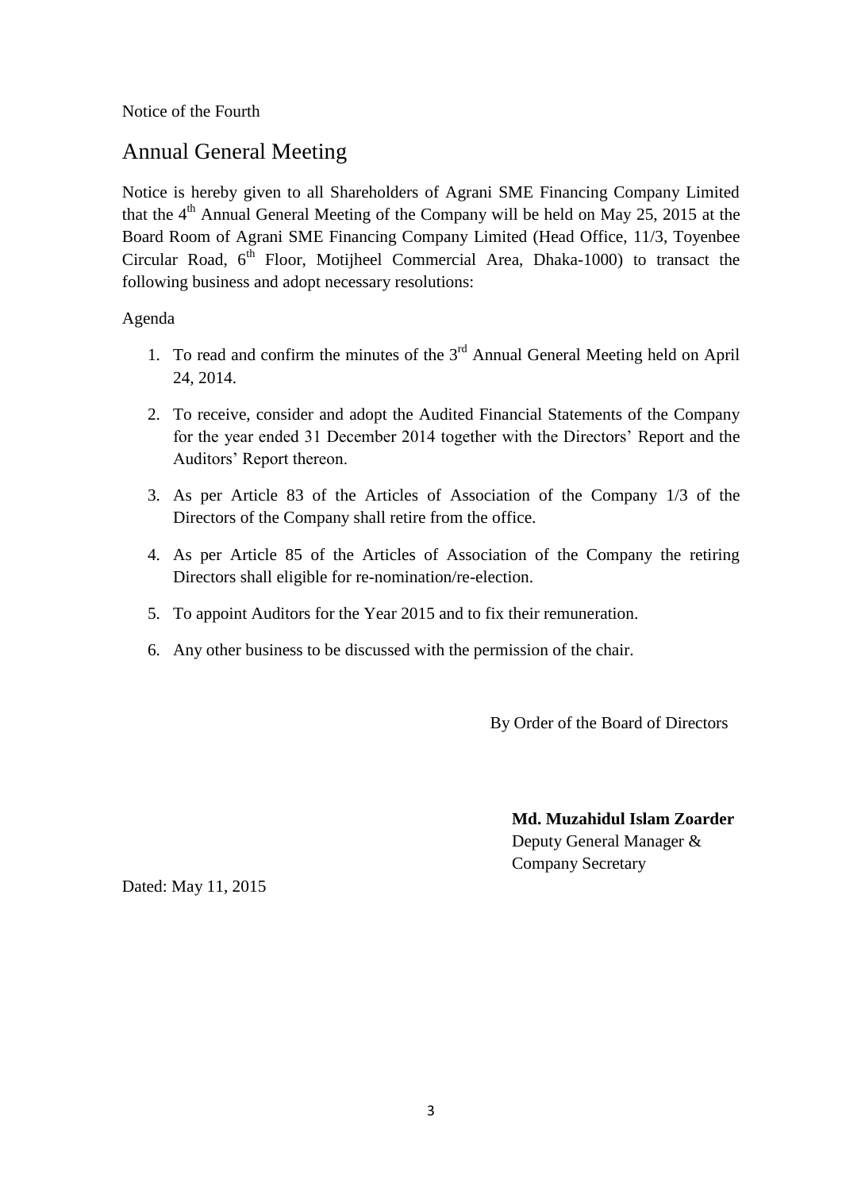Notice of the Fourth

# Annual General Meeting

Notice is hereby given to all Shareholders of Agrani SME Financing Company Limited that the 4th Annual General Meeting of the Company will be held on May 25, 2015 at the Board Room of Agrani SME Financing Company Limited (Head Office, 11/3, Toyenbee Circular Road, 6th Floor, Motijheel Commercial Area, Dhaka-1000) to transact the following business and adopt necessary resolutions:

Agenda

1. To read and confirm the minutes of the 3rd Annual General Meeting held on April 24, 2014.
2. To receive, consider and adopt the Audited Financial Statements of the Company for the year ended 31 December 2014 together with the Directors' Report and the Auditors' Report thereon.
3. As per Article 83 of the Articles of Association of the Company 1/3 of the Directors of the Company shall retire from the office.
4. As per Article 85 of the Articles of Association of the Company the retiring Directors shall eligible for re-nomination/re-election.
5. To appoint Auditors for the Year 2015 and to fix their remuneration.
6. Any other business to be discussed with the permission of the chair.

By Order of the Board of Directors

**Md. Muzahidul Islam Zoarder**
Deputy General Manager &
Company Secretary

Dated: May 11, 2015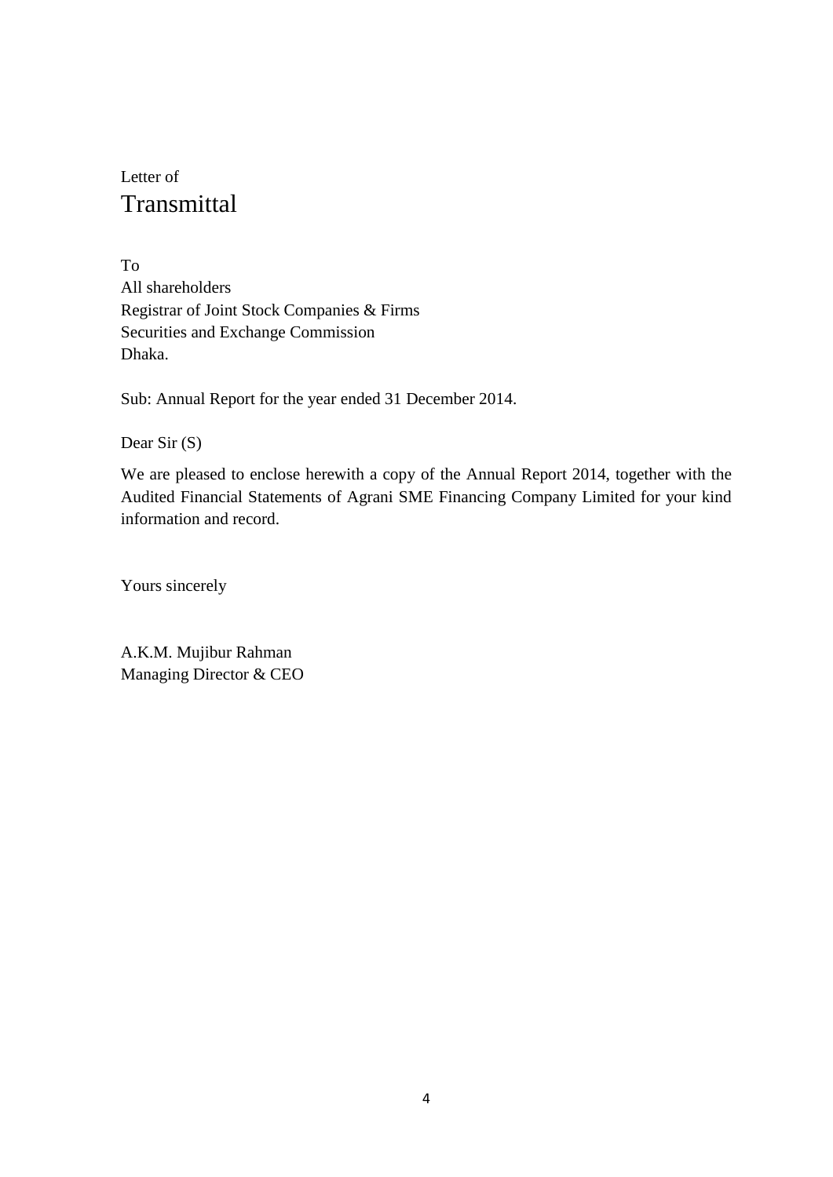# Letter of Transmittal

To
All shareholders
Registrar of Joint Stock Companies & Firms
Securities and Exchange Commission
Dhaka.

Sub: Annual Report for the year ended 31 December 2014.

Dear Sir (S)

We are pleased to enclose herewith a copy of the Annual Report 2014, together with the Audited Financial Statements of Agrani SME Financing Company Limited for your kind information and record.

Yours sincerely

A.K.M. Mujibur Rahman
Managing Director & CEO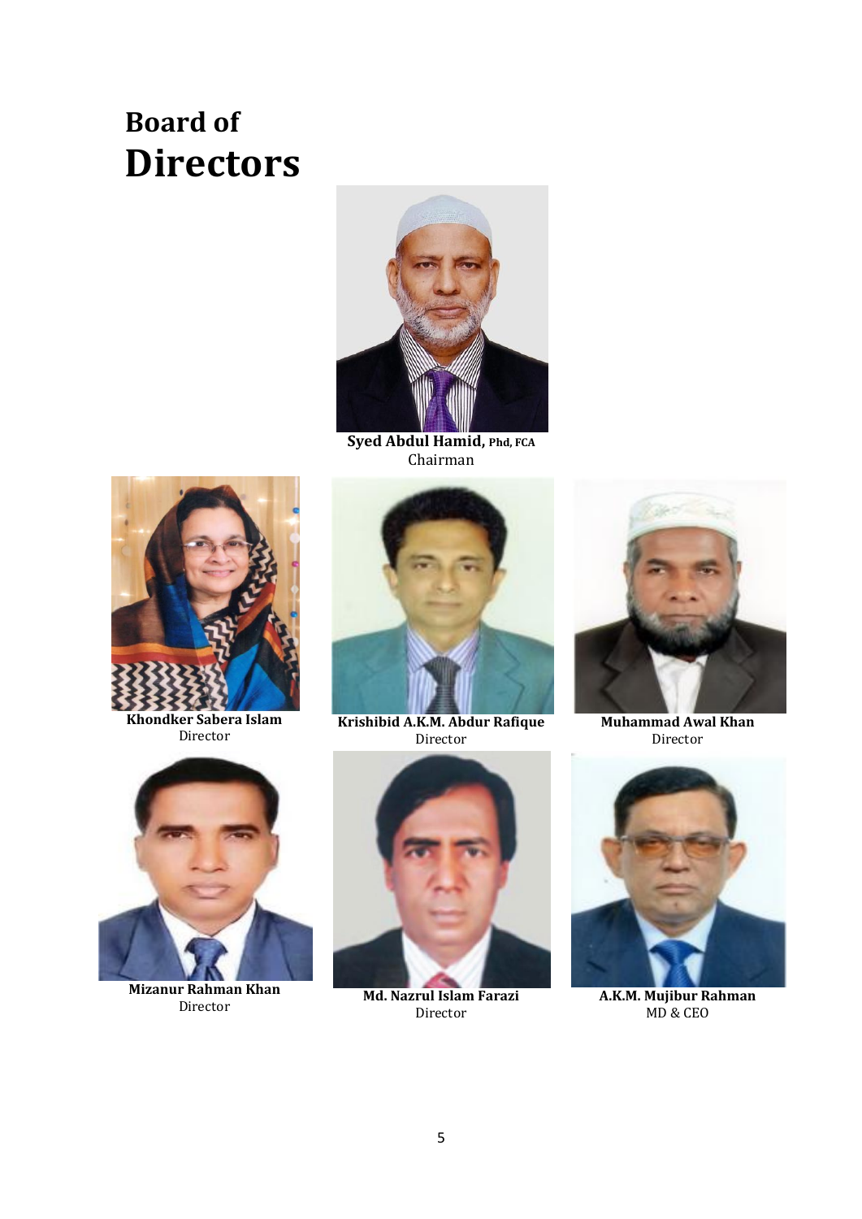# Board of Directors

**Syed Abdul Hamid, Phd, FCA**
Chairman

**Khondker Sabera Islam**
Director

**Krishibid A.K.M. Abdur Rafique**
Director

**Muhammad Awal Khan**
Director

**Mizanur Rahman Khan**
Director

**Md. Nazrul Islam Farazi**
Director

**A.K.M. Mujibur Rahman**
MD & CEO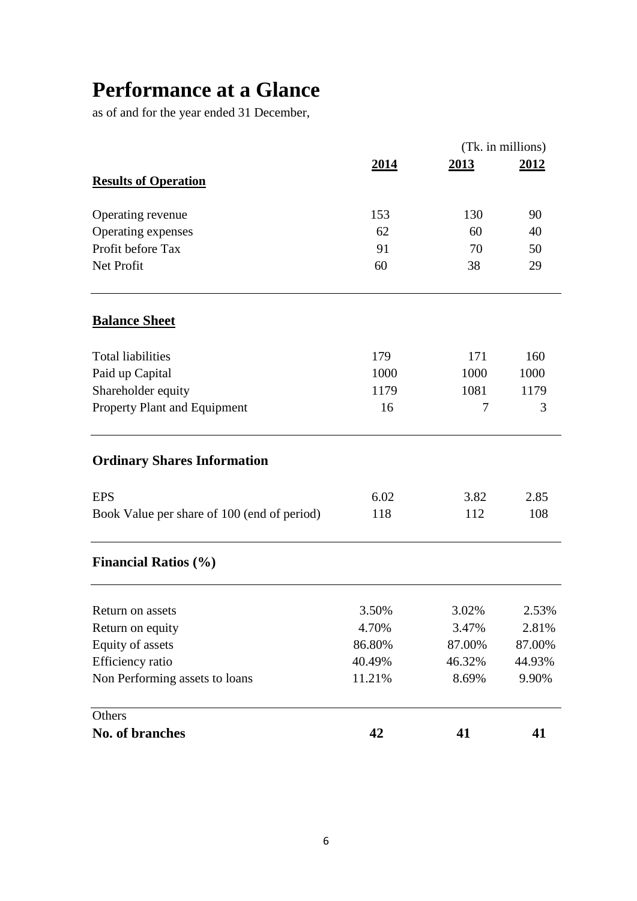# Performance at a Glance

as of and for the year ended 31 December,

| | 2014 | 2013 | 2012 |
|---|---|---|---|
| | | | (Tk. in millions) |
| **Results of Operation** | | | |
| Operating revenue | 153 | 130 | 90 |
| Operating expenses | 62 | 60 | 40 |
| Profit before Tax | 91 | 70 | 50 |
| Net Profit | 60 | 38 | 29 |
| **Balance Sheet** | | | |
| Total liabilities | 179 | 171 | 160 |
| Paid up Capital | 1000 | 1000 | 1000 |
| Shareholder equity | 1179 | 1081 | 1179 |
| Property Plant and Equipment | 16 | 7 | 3 |
| **Ordinary Shares Information** | | | |
| EPS | 6.02 | 3.82 | 2.85 |
| Book Value per share of 100 (end of period) | 118 | 112 | 108 |
| **Financial Ratios (%)** | | | |
| Return on assets | 3.50% | 3.02% | 2.53% |
| Return on equity | 4.70% | 3.47% | 2.81% |
| Equity of assets | 86.80% | 87.00% | 87.00% |
| Efficiency ratio | 40.49% | 46.32% | 44.93% |
| Non Performing assets to loans | 11.21% | 8.69% | 9.90% |
| Others | | | |
| **No. of branches** | **42** | **41** | **41** |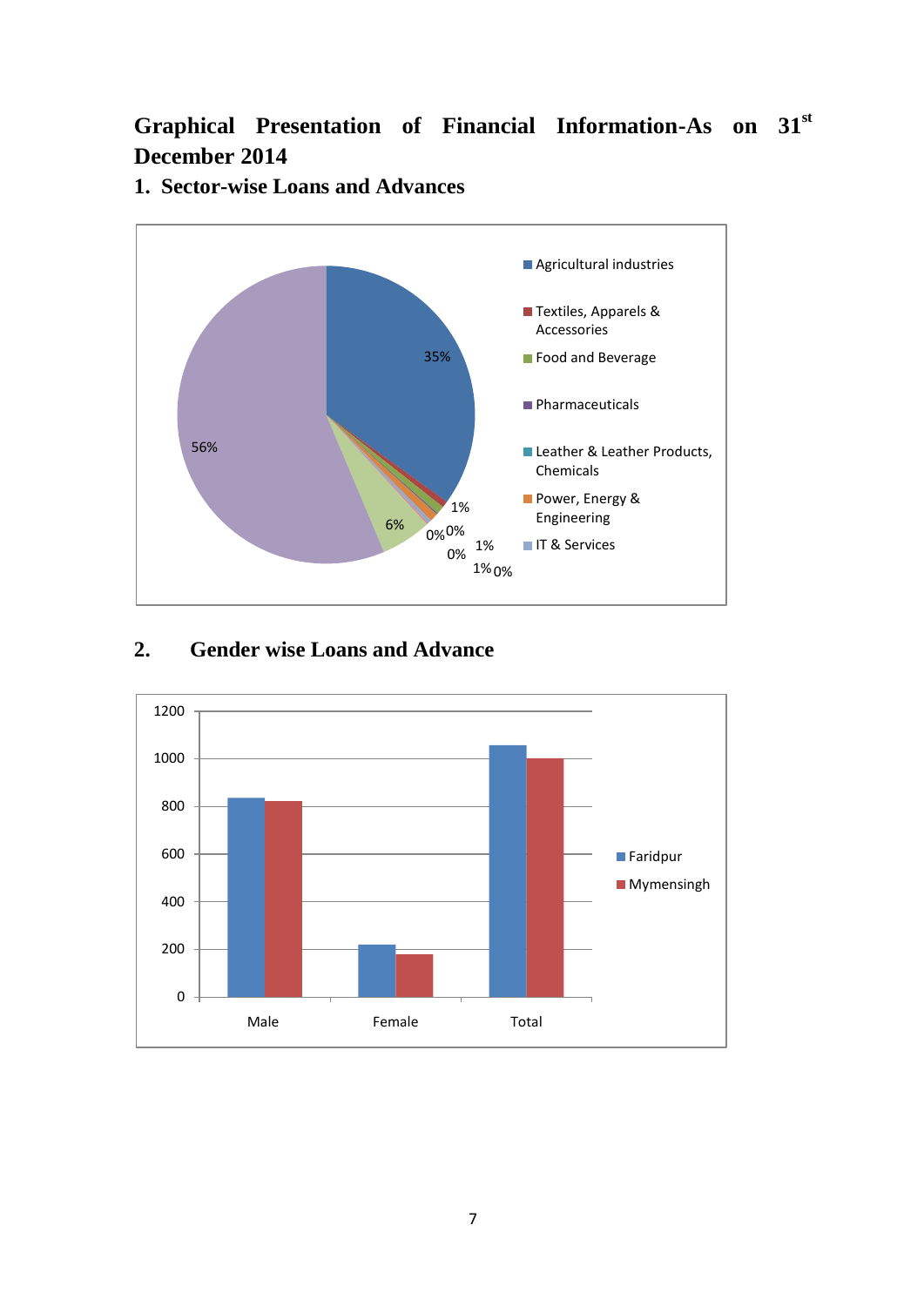# Graphical Presentation of Financial Information-As on 31st December 2014

## 1. Sector-wise Loans and Advances

Agricultural industries
Textiles, Apparels & Accessories
Food and Beverage
Pharmaceuticals
Leather & Leather Products, Chemicals
Power, Energy & Engineering
IT & Services

35%
56%
6%
1%
0%
0%
0%
1%
1%
0%

## 2. Gender wise Loans and Advance

1200
1000
800
600
400
200
0

Male
Female
Total

Faridpur
Mymensingh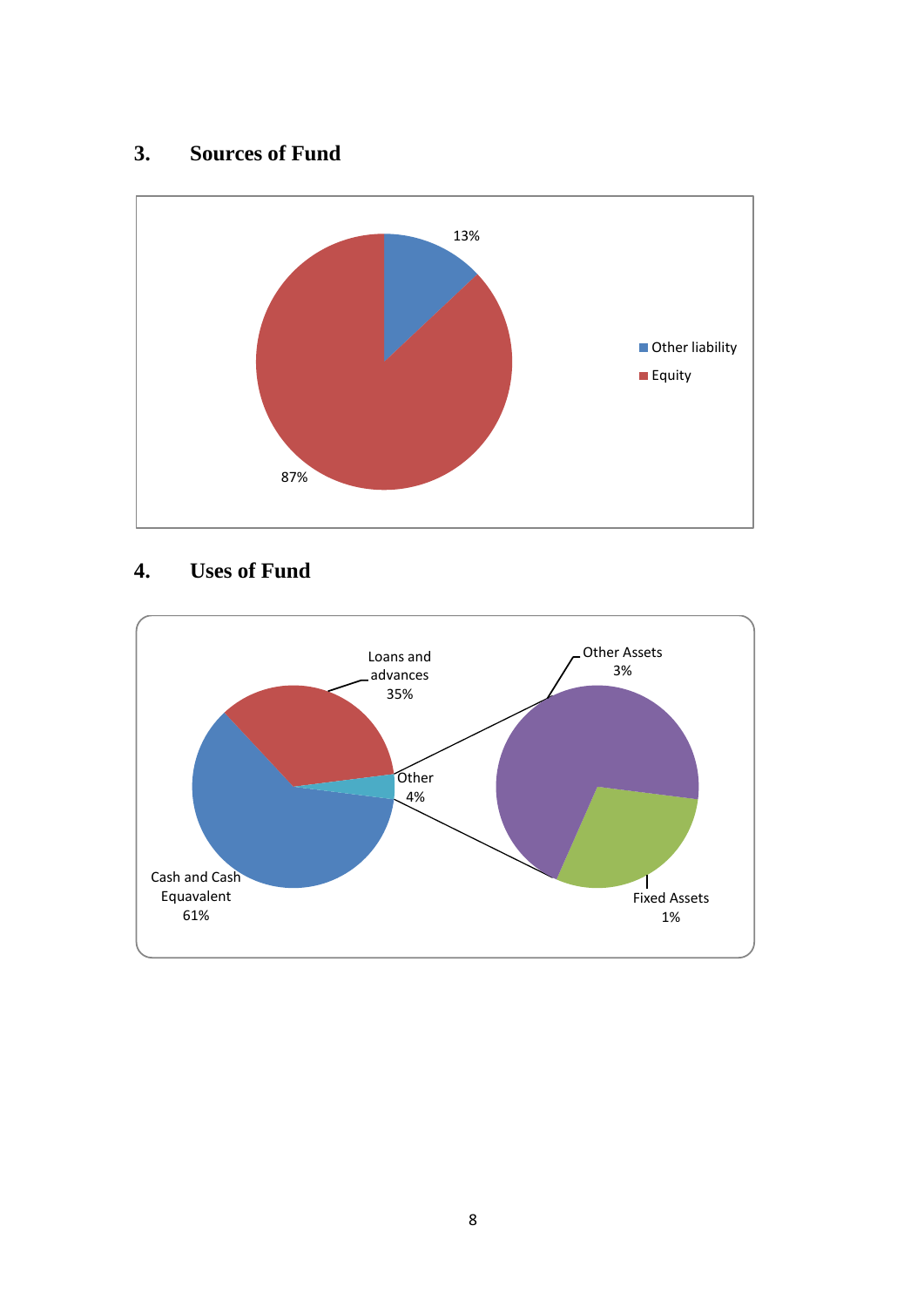## 3. Sources of Fund

Other liability: 13%
Equity: 87%

## 4. Uses of Fund

Loans and advances 35%
Other 4%
Cash and Cash Equavalent 61%
Other Assets 3%
Fixed Assets 1%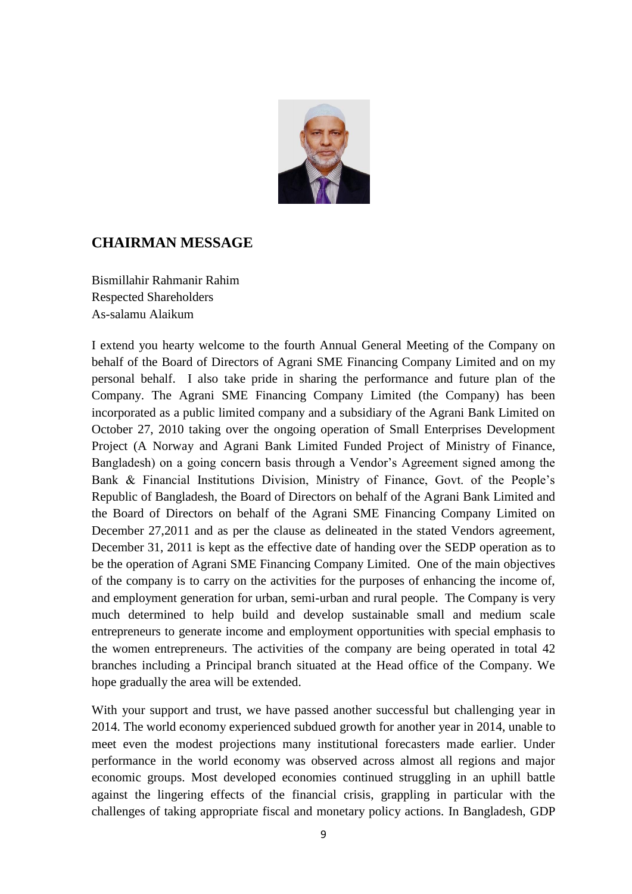## CHAIRMAN MESSAGE

Bismillahir Rahmanir Rahim
Respected Shareholders
As-salamu Alaikum

I extend you hearty welcome to the fourth Annual General Meeting of the Company on behalf of the Board of Directors of Agrani SME Financing Company Limited and on my personal behalf. I also take pride in sharing the performance and future plan of the Company. The Agrani SME Financing Company Limited (the Company) has been incorporated as a public limited company and a subsidiary of the Agrani Bank Limited on October 27, 2010 taking over the ongoing operation of Small Enterprises Development Project (A Norway and Agrani Bank Limited Funded Project of Ministry of Finance, Bangladesh) on a going concern basis through a Vendor's Agreement signed among the Bank & Financial Institutions Division, Ministry of Finance, Govt. of the People's Republic of Bangladesh, the Board of Directors on behalf of the Agrani Bank Limited and the Board of Directors on behalf of the Agrani SME Financing Company Limited on December 27,2011 and as per the clause as delineated in the stated Vendors agreement, December 31, 2011 is kept as the effective date of handing over the SEDP operation as to be the operation of Agrani SME Financing Company Limited. One of the main objectives of the company is to carry on the activities for the purposes of enhancing the income of, and employment generation for urban, semi-urban and rural people. The Company is very much determined to help build and develop sustainable small and medium scale entrepreneurs to generate income and employment opportunities with special emphasis to the women entrepreneurs. The activities of the company are being operated in total 42 branches including a Principal branch situated at the Head office of the Company. We hope gradually the area will be extended.

With your support and trust, we have passed another successful but challenging year in 2014. The world economy experienced subdued growth for another year in 2014, unable to meet even the modest projections many institutional forecasters made earlier. Under performance in the world economy was observed across almost all regions and major economic groups. Most developed economies continued struggling in an uphill battle against the lingering effects of the financial crisis, grappling in particular with the challenges of taking appropriate fiscal and monetary policy actions. In Bangladesh, GDP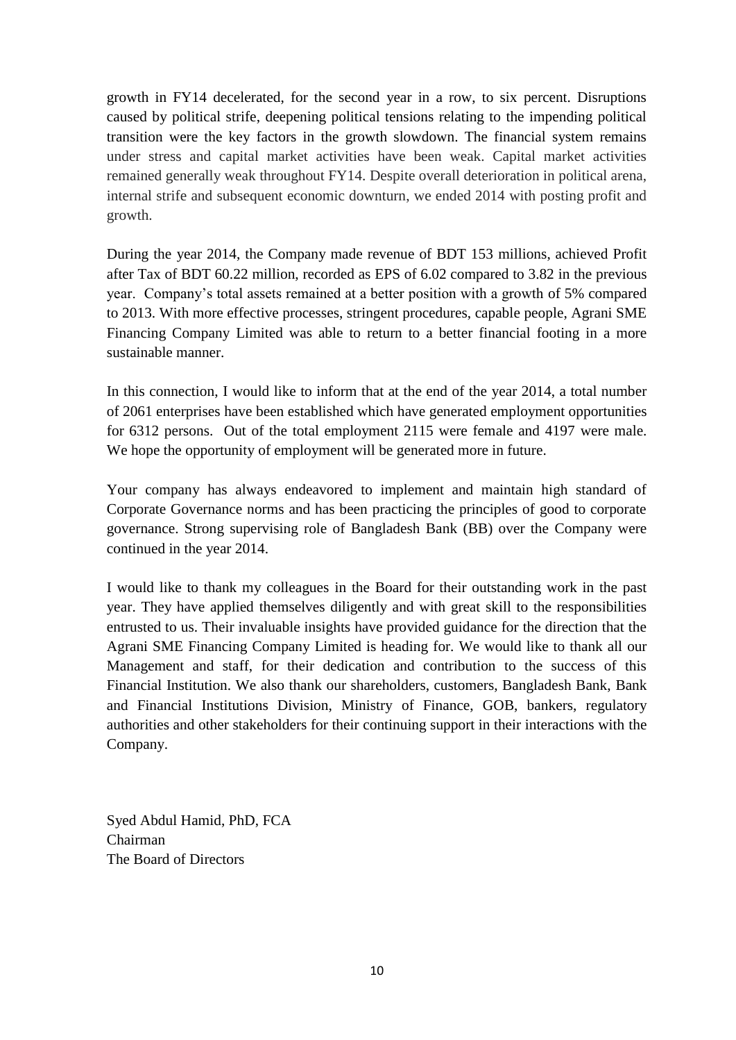growth in FY14 decelerated, for the second year in a row, to six percent. Disruptions caused by political strife, deepening political tensions relating to the impending political transition were the key factors in the growth slowdown. The financial system remains under stress and capital market activities have been weak. Capital market activities remained generally weak throughout FY14. Despite overall deterioration in political arena, internal strife and subsequent economic downturn, we ended 2014 with posting profit and growth.

During the year 2014, the Company made revenue of BDT 153 millions, achieved Profit after Tax of BDT 60.22 million, recorded as EPS of 6.02 compared to 3.82 in the previous year. Company's total assets remained at a better position with a growth of 5% compared to 2013. With more effective processes, stringent procedures, capable people, Agrani SME Financing Company Limited was able to return to a better financial footing in a more sustainable manner.

In this connection, I would like to inform that at the end of the year 2014, a total number of 2061 enterprises have been established which have generated employment opportunities for 6312 persons. Out of the total employment 2115 were female and 4197 were male. We hope the opportunity of employment will be generated more in future.

Your company has always endeavored to implement and maintain high standard of Corporate Governance norms and has been practicing the principles of good to corporate governance. Strong supervising role of Bangladesh Bank (BB) over the Company were continued in the year 2014.

I would like to thank my colleagues in the Board for their outstanding work in the past year. They have applied themselves diligently and with great skill to the responsibilities entrusted to us. Their invaluable insights have provided guidance for the direction that the Agrani SME Financing Company Limited is heading for. We would like to thank all our Management and staff, for their dedication and contribution to the success of this Financial Institution. We also thank our shareholders, customers, Bangladesh Bank, Bank and Financial Institutions Division, Ministry of Finance, GOB, bankers, regulatory authorities and other stakeholders for their continuing support in their interactions with the Company.

Syed Abdul Hamid, PhD, FCA
Chairman
The Board of Directors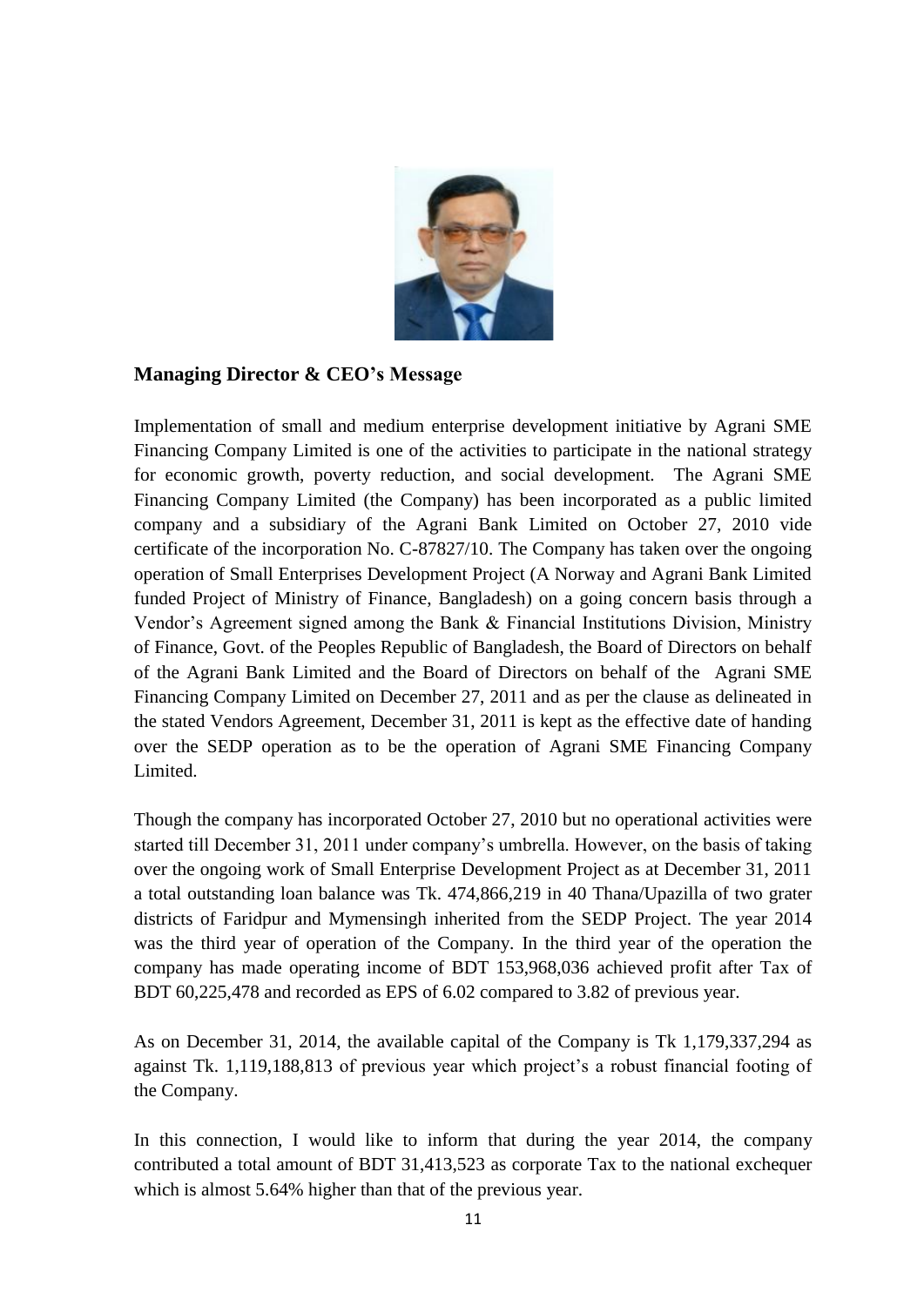## Managing Director & CEO's Message

Implementation of small and medium enterprise development initiative by Agrani SME Financing Company Limited is one of the activities to participate in the national strategy for economic growth, poverty reduction, and social development. The Agrani SME Financing Company Limited (the Company) has been incorporated as a public limited company and a subsidiary of the Agrani Bank Limited on October 27, 2010 vide certificate of the incorporation No. C-87827/10. The Company has taken over the ongoing operation of Small Enterprises Development Project (A Norway and Agrani Bank Limited funded Project of Ministry of Finance, Bangladesh) on a going concern basis through a Vendor's Agreement signed among the Bank & Financial Institutions Division, Ministry of Finance, Govt. of the Peoples Republic of Bangladesh, the Board of Directors on behalf of the Agrani Bank Limited and the Board of Directors on behalf of the Agrani SME Financing Company Limited on December 27, 2011 and as per the clause as delineated in the stated Vendors Agreement, December 31, 2011 is kept as the effective date of handing over the SEDP operation as to be the operation of Agrani SME Financing Company Limited.

Though the company has incorporated October 27, 2010 but no operational activities were started till December 31, 2011 under company's umbrella. However, on the basis of taking over the ongoing work of Small Enterprise Development Project as at December 31, 2011 a total outstanding loan balance was Tk. 474,866,219 in 40 Thana/Upazilla of two grater districts of Faridpur and Mymensingh inherited from the SEDP Project. The year 2014 was the third year of operation of the Company. In the third year of the operation the company has made operating income of BDT 153,968,036 achieved profit after Tax of BDT 60,225,478 and recorded as EPS of 6.02 compared to 3.82 of previous year.

As on December 31, 2014, the available capital of the Company is Tk 1,179,337,294 as against Tk. 1,119,188,813 of previous year which project's a robust financial footing of the Company.

In this connection, I would like to inform that during the year 2014, the company contributed a total amount of BDT 31,413,523 as corporate Tax to the national exchequer which is almost 5.64% higher than that of the previous year.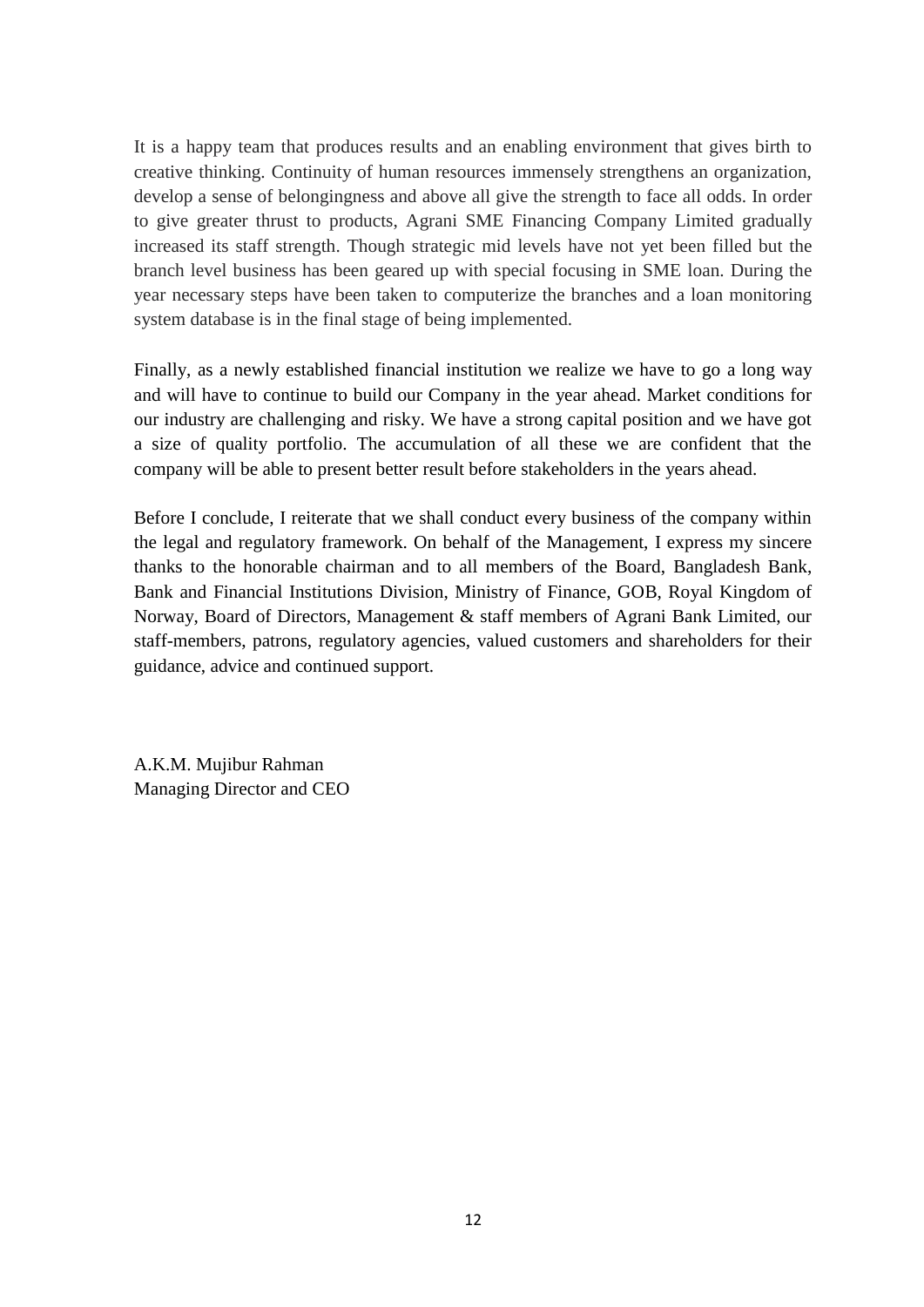It is a happy team that produces results and an enabling environment that gives birth to creative thinking. Continuity of human resources immensely strengthens an organization, develop a sense of belongingness and above all give the strength to face all odds. In order to give greater thrust to products, Agrani SME Financing Company Limited gradually increased its staff strength. Though strategic mid levels have not yet been filled but the branch level business has been geared up with special focusing in SME loan. During the year necessary steps have been taken to computerize the branches and a loan monitoring system database is in the final stage of being implemented.

Finally, as a newly established financial institution we realize we have to go a long way and will have to continue to build our Company in the year ahead. Market conditions for our industry are challenging and risky. We have a strong capital position and we have got a size of quality portfolio. The accumulation of all these we are confident that the company will be able to present better result before stakeholders in the years ahead.

Before I conclude, I reiterate that we shall conduct every business of the company within the legal and regulatory framework. On behalf of the Management, I express my sincere thanks to the honorable chairman and to all members of the Board, Bangladesh Bank, Bank and Financial Institutions Division, Ministry of Finance, GOB, Royal Kingdom of Norway, Board of Directors, Management & staff members of Agrani Bank Limited, our staff-members, patrons, regulatory agencies, valued customers and shareholders for their guidance, advice and continued support.

A.K.M. Mujibur Rahman
Managing Director and CEO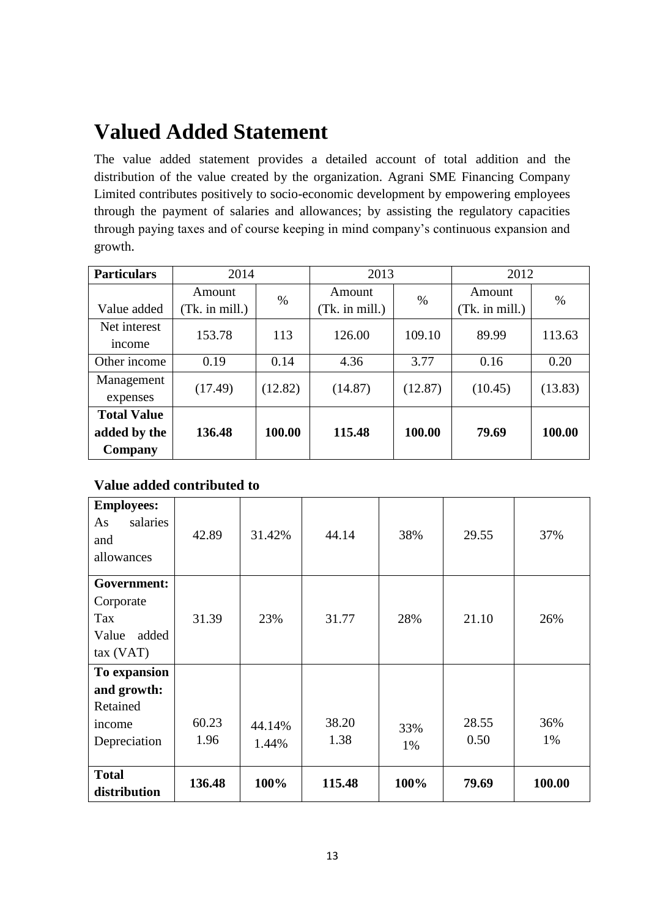# Valued Added Statement

The value added statement provides a detailed account of total addition and the distribution of the value created by the organization. Agrani SME Financing Company Limited contributes positively to socio-economic development by empowering employees through the payment of salaries and allowances; by assisting the regulatory capacities through paying taxes and of course keeping in mind company's continuous expansion and growth.

| **Particulars** | 2014 | | 2013 | | 2012 | |
|---|---|---|---|---|---|---|
| Value added | Amount (Tk. in mill.) | % | Amount (Tk. in mill.) | % | Amount (Tk. in mill.) | % |
| Net interest income | 153.78 | 113 | 126.00 | 109.10 | 89.99 | 113.63 |
| Other income | 0.19 | 0.14 | 4.36 | 3.77 | 0.16 | 0.20 |
| Management expenses | (17.49) | (12.82) | (14.87) | (12.87) | (10.45) | (13.83) |
| **Total Value added by the Company** | **136.48** | **100.00** | **115.48** | **100.00** | **79.69** | **100.00** |

**Value added contributed to**

| | | | | | | |
|---|---|---|---|---|---|---|
| **Employees:** As salaries and allowances | 42.89 | 31.42% | 44.14 | 38% | 29.55 | 37% |
| **Government:** Corporate Tax Value added tax (VAT) | 31.39 | 23% | 31.77 | 28% | 21.10 | 26% |
| **To expansion and growth:** Retained income Depreciation | 60.23 1.96 | 44.14% 1.44% | 38.20 1.38 | 33% 1% | 28.55 0.50 | 36% 1% |
| **Total distribution** | **136.48** | **100%** | **115.48** | **100%** | **79.69** | **100.00** |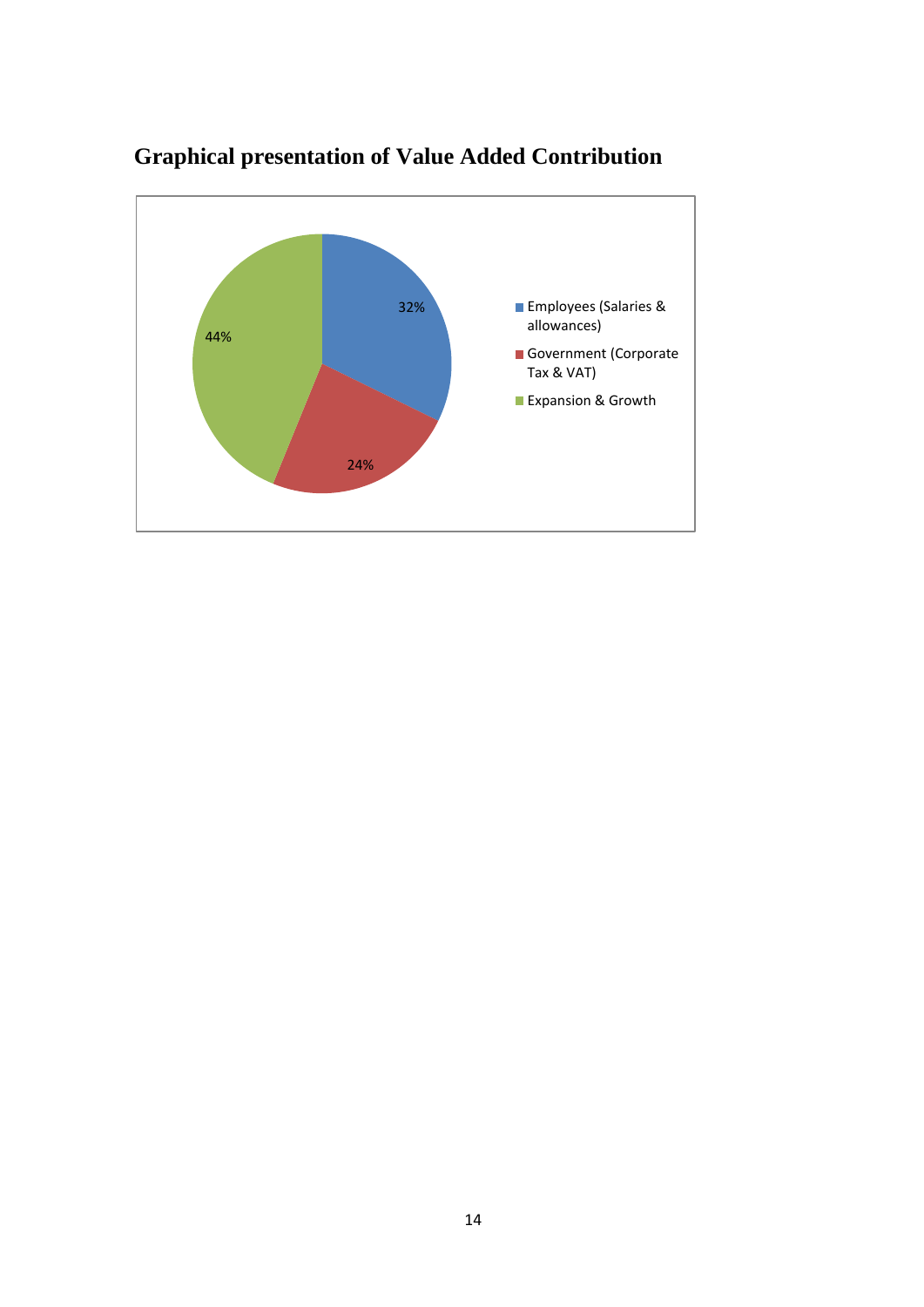## Graphical presentation of Value Added Contribution

| Category | Percentage |
|---|---|
| Employees (Salaries & allowances) | 32% |
| Government (Corporate Tax & VAT) | 24% |
| Expansion & Growth | 44% |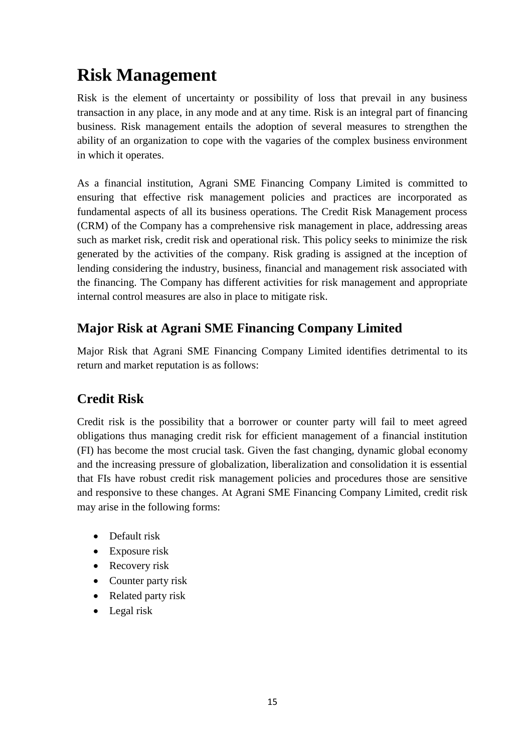# Risk Management

Risk is the element of uncertainty or possibility of loss that prevail in any business transaction in any place, in any mode and at any time. Risk is an integral part of financing business. Risk management entails the adoption of several measures to strengthen the ability of an organization to cope with the vagaries of the complex business environment in which it operates.

As a financial institution, Agrani SME Financing Company Limited is committed to ensuring that effective risk management policies and practices are incorporated as fundamental aspects of all its business operations. The Credit Risk Management process (CRM) of the Company has a comprehensive risk management in place, addressing areas such as market risk, credit risk and operational risk. This policy seeks to minimize the risk generated by the activities of the company. Risk grading is assigned at the inception of lending considering the industry, business, financial and management risk associated with the financing. The Company has different activities for risk management and appropriate internal control measures are also in place to mitigate risk.

## Major Risk at Agrani SME Financing Company Limited

Major Risk that Agrani SME Financing Company Limited identifies detrimental to its return and market reputation is as follows:

## Credit Risk

Credit risk is the possibility that a borrower or counter party will fail to meet agreed obligations thus managing credit risk for efficient management of a financial institution (FI) has become the most crucial task. Given the fast changing, dynamic global economy and the increasing pressure of globalization, liberalization and consolidation it is essential that FIs have robust credit risk management policies and procedures those are sensitive and responsive to these changes. At Agrani SME Financing Company Limited, credit risk may arise in the following forms:

- Default risk
- Exposure risk
- Recovery risk
- Counter party risk
- Related party risk
- Legal risk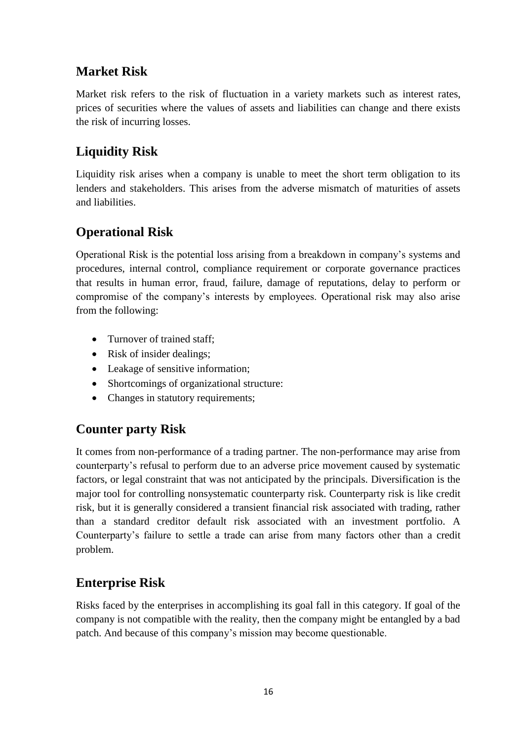## Market Risk

Market risk refers to the risk of fluctuation in a variety markets such as interest rates, prices of securities where the values of assets and liabilities can change and there exists the risk of incurring losses.

## Liquidity Risk

Liquidity risk arises when a company is unable to meet the short term obligation to its lenders and stakeholders. This arises from the adverse mismatch of maturities of assets and liabilities.

## Operational Risk

Operational Risk is the potential loss arising from a breakdown in company's systems and procedures, internal control, compliance requirement or corporate governance practices that results in human error, fraud, failure, damage of reputations, delay to perform or compromise of the company's interests by employees. Operational risk may also arise from the following:

- Turnover of trained staff;
- Risk of insider dealings;
- Leakage of sensitive information;
- Shortcomings of organizational structure:
- Changes in statutory requirements;

## Counter party Risk

It comes from non-performance of a trading partner. The non-performance may arise from counterparty's refusal to perform due to an adverse price movement caused by systematic factors, or legal constraint that was not anticipated by the principals. Diversification is the major tool for controlling nonsystematic counterparty risk. Counterparty risk is like credit risk, but it is generally considered a transient financial risk associated with trading, rather than a standard creditor default risk associated with an investment portfolio. A Counterparty's failure to settle a trade can arise from many factors other than a credit problem.

## Enterprise Risk

Risks faced by the enterprises in accomplishing its goal fall in this category. If goal of the company is not compatible with the reality, then the company might be entangled by a bad patch. And because of this company's mission may become questionable.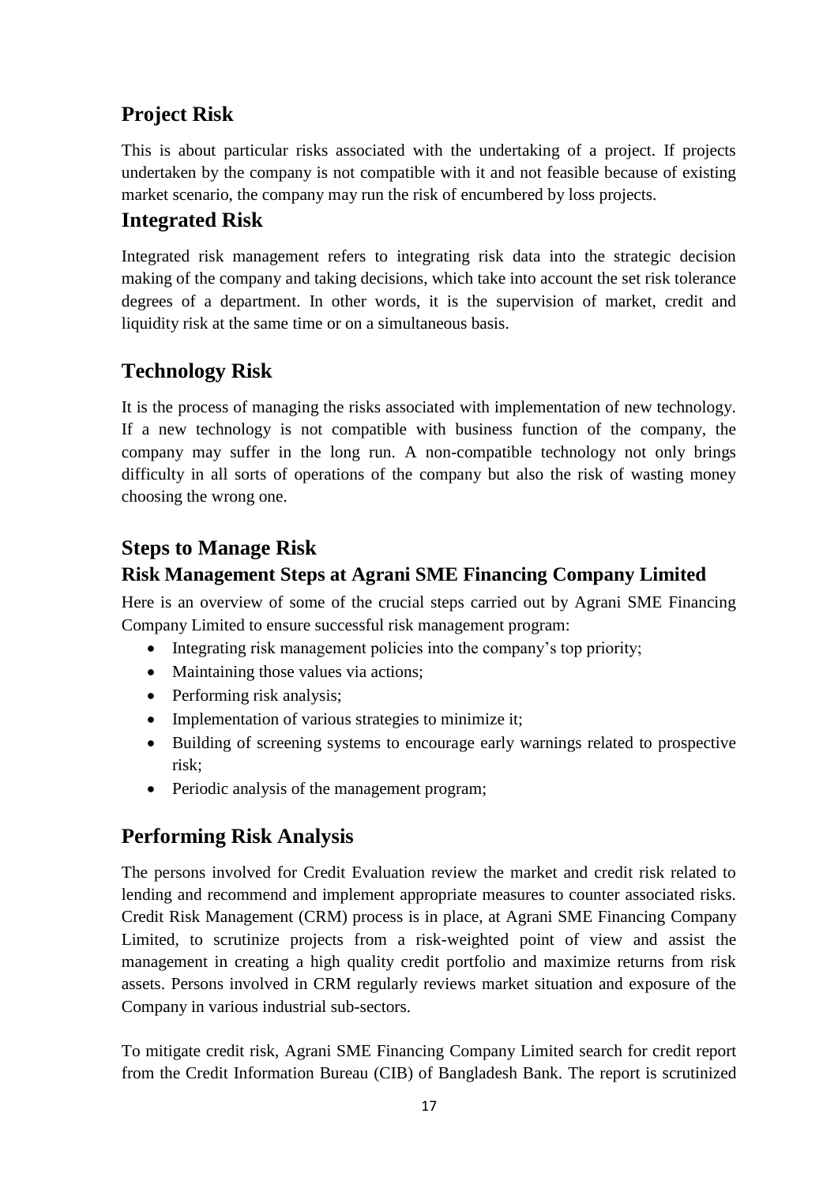## Project Risk

This is about particular risks associated with the undertaking of a project. If projects undertaken by the company is not compatible with it and not feasible because of existing market scenario, the company may run the risk of encumbered by loss projects.

## Integrated Risk

Integrated risk management refers to integrating risk data into the strategic decision making of the company and taking decisions, which take into account the set risk tolerance degrees of a department. In other words, it is the supervision of market, credit and liquidity risk at the same time or on a simultaneous basis.

## Technology Risk

It is the process of managing the risks associated with implementation of new technology. If a new technology is not compatible with business function of the company, the company may suffer in the long run. A non-compatible technology not only brings difficulty in all sorts of operations of the company but also the risk of wasting money choosing the wrong one.

## Steps to Manage Risk

### Risk Management Steps at Agrani SME Financing Company Limited

Here is an overview of some of the crucial steps carried out by Agrani SME Financing Company Limited to ensure successful risk management program:

- Integrating risk management policies into the company's top priority;
- Maintaining those values via actions;
- Performing risk analysis;
- Implementation of various strategies to minimize it;
- Building of screening systems to encourage early warnings related to prospective risk;
- Periodic analysis of the management program;

## Performing Risk Analysis

The persons involved for Credit Evaluation review the market and credit risk related to lending and recommend and implement appropriate measures to counter associated risks. Credit Risk Management (CRM) process is in place, at Agrani SME Financing Company Limited, to scrutinize projects from a risk-weighted point of view and assist the management in creating a high quality credit portfolio and maximize returns from risk assets. Persons involved in CRM regularly reviews market situation and exposure of the Company in various industrial sub-sectors.

To mitigate credit risk, Agrani SME Financing Company Limited search for credit report from the Credit Information Bureau (CIB) of Bangladesh Bank. The report is scrutinized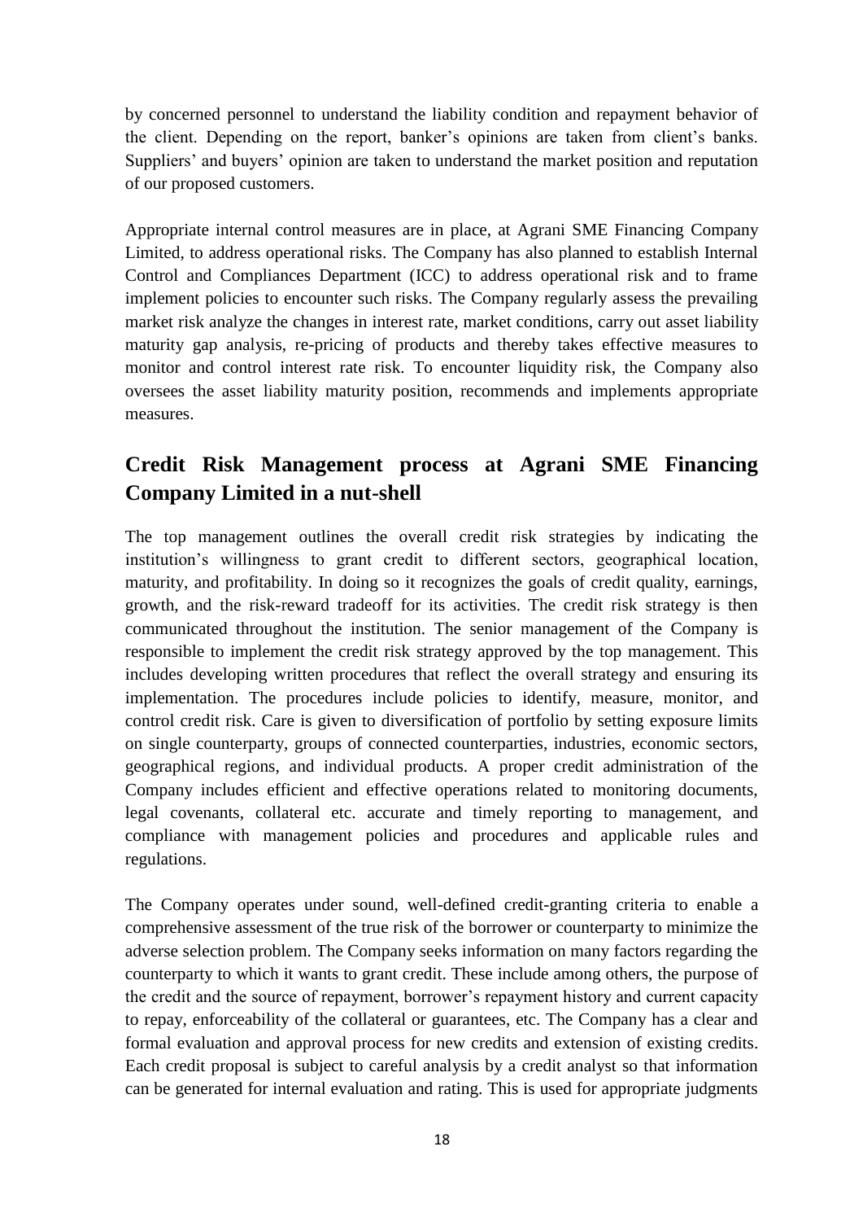by concerned personnel to understand the liability condition and repayment behavior of the client. Depending on the report, banker's opinions are taken from client's banks. Suppliers' and buyers' opinion are taken to understand the market position and reputation of our proposed customers.

Appropriate internal control measures are in place, at Agrani SME Financing Company Limited, to address operational risks. The Company has also planned to establish Internal Control and Compliances Department (ICC) to address operational risk and to frame implement policies to encounter such risks. The Company regularly assess the prevailing market risk analyze the changes in interest rate, market conditions, carry out asset liability maturity gap analysis, re-pricing of products and thereby takes effective measures to monitor and control interest rate risk. To encounter liquidity risk, the Company also oversees the asset liability maturity position, recommends and implements appropriate measures.

## Credit Risk Management process at Agrani SME Financing Company Limited in a nut-shell

The top management outlines the overall credit risk strategies by indicating the institution's willingness to grant credit to different sectors, geographical location, maturity, and profitability. In doing so it recognizes the goals of credit quality, earnings, growth, and the risk-reward tradeoff for its activities. The credit risk strategy is then communicated throughout the institution. The senior management of the Company is responsible to implement the credit risk strategy approved by the top management. This includes developing written procedures that reflect the overall strategy and ensuring its implementation. The procedures include policies to identify, measure, monitor, and control credit risk. Care is given to diversification of portfolio by setting exposure limits on single counterparty, groups of connected counterparties, industries, economic sectors, geographical regions, and individual products. A proper credit administration of the Company includes efficient and effective operations related to monitoring documents, legal covenants, collateral etc. accurate and timely reporting to management, and compliance with management policies and procedures and applicable rules and regulations.

The Company operates under sound, well-defined credit-granting criteria to enable a comprehensive assessment of the true risk of the borrower or counterparty to minimize the adverse selection problem. The Company seeks information on many factors regarding the counterparty to which it wants to grant credit. These include among others, the purpose of the credit and the source of repayment, borrower's repayment history and current capacity to repay, enforceability of the collateral or guarantees, etc. The Company has a clear and formal evaluation and approval process for new credits and extension of existing credits. Each credit proposal is subject to careful analysis by a credit analyst so that information can be generated for internal evaluation and rating. This is used for appropriate judgments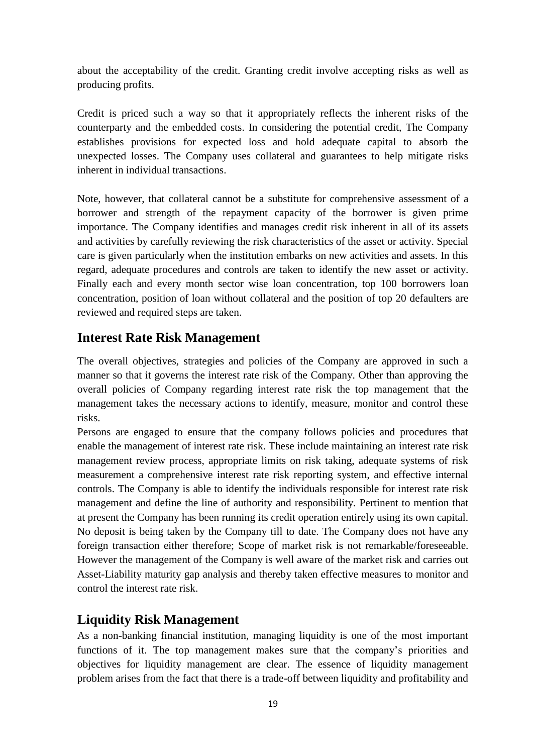about the acceptability of the credit. Granting credit involve accepting risks as well as producing profits.

Credit is priced such a way so that it appropriately reflects the inherent risks of the counterparty and the embedded costs. In considering the potential credit, The Company establishes provisions for expected loss and hold adequate capital to absorb the unexpected losses. The Company uses collateral and guarantees to help mitigate risks inherent in individual transactions.

Note, however, that collateral cannot be a substitute for comprehensive assessment of a borrower and strength of the repayment capacity of the borrower is given prime importance. The Company identifies and manages credit risk inherent in all of its assets and activities by carefully reviewing the risk characteristics of the asset or activity. Special care is given particularly when the institution embarks on new activities and assets. In this regard, adequate procedures and controls are taken to identify the new asset or activity. Finally each and every month sector wise loan concentration, top 100 borrowers loan concentration, position of loan without collateral and the position of top 20 defaulters are reviewed and required steps are taken.

## Interest Rate Risk Management

The overall objectives, strategies and policies of the Company are approved in such a manner so that it governs the interest rate risk of the Company. Other than approving the overall policies of Company regarding interest rate risk the top management that the management takes the necessary actions to identify, measure, monitor and control these risks.
Persons are engaged to ensure that the company follows policies and procedures that enable the management of interest rate risk. These include maintaining an interest rate risk management review process, appropriate limits on risk taking, adequate systems of risk measurement a comprehensive interest rate risk reporting system, and effective internal controls. The Company is able to identify the individuals responsible for interest rate risk management and define the line of authority and responsibility. Pertinent to mention that at present the Company has been running its credit operation entirely using its own capital. No deposit is being taken by the Company till to date. The Company does not have any foreign transaction either therefore; Scope of market risk is not remarkable/foreseeable. However the management of the Company is well aware of the market risk and carries out Asset-Liability maturity gap analysis and thereby taken effective measures to monitor and control the interest rate risk.

## Liquidity Risk Management

As a non-banking financial institution, managing liquidity is one of the most important functions of it. The top management makes sure that the company's priorities and objectives for liquidity management are clear. The essence of liquidity management problem arises from the fact that there is a trade-off between liquidity and profitability and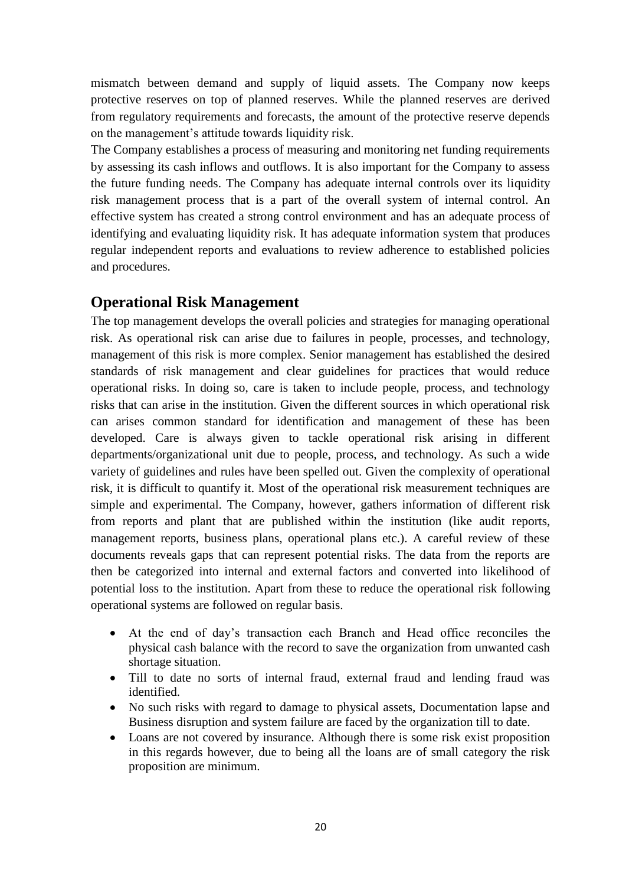mismatch between demand and supply of liquid assets. The Company now keeps protective reserves on top of planned reserves. While the planned reserves are derived from regulatory requirements and forecasts, the amount of the protective reserve depends on the management's attitude towards liquidity risk.

The Company establishes a process of measuring and monitoring net funding requirements by assessing its cash inflows and outflows. It is also important for the Company to assess the future funding needs. The Company has adequate internal controls over its liquidity risk management process that is a part of the overall system of internal control. An effective system has created a strong control environment and has an adequate process of identifying and evaluating liquidity risk. It has adequate information system that produces regular independent reports and evaluations to review adherence to established policies and procedures.

## Operational Risk Management

The top management develops the overall policies and strategies for managing operational risk. As operational risk can arise due to failures in people, processes, and technology, management of this risk is more complex. Senior management has established the desired standards of risk management and clear guidelines for practices that would reduce operational risks. In doing so, care is taken to include people, process, and technology risks that can arise in the institution. Given the different sources in which operational risk can arises common standard for identification and management of these has been developed. Care is always given to tackle operational risk arising in different departments/organizational unit due to people, process, and technology. As such a wide variety of guidelines and rules have been spelled out. Given the complexity of operational risk, it is difficult to quantify it. Most of the operational risk measurement techniques are simple and experimental. The Company, however, gathers information of different risk from reports and plant that are published within the institution (like audit reports, management reports, business plans, operational plans etc.). A careful review of these documents reveals gaps that can represent potential risks. The data from the reports are then be categorized into internal and external factors and converted into likelihood of potential loss to the institution. Apart from these to reduce the operational risk following operational systems are followed on regular basis.

- At the end of day's transaction each Branch and Head office reconciles the physical cash balance with the record to save the organization from unwanted cash shortage situation.
- Till to date no sorts of internal fraud, external fraud and lending fraud was identified.
- No such risks with regard to damage to physical assets, Documentation lapse and Business disruption and system failure are faced by the organization till to date.
- Loans are not covered by insurance. Although there is some risk exist proposition in this regards however, due to being all the loans are of small category the risk proposition are minimum.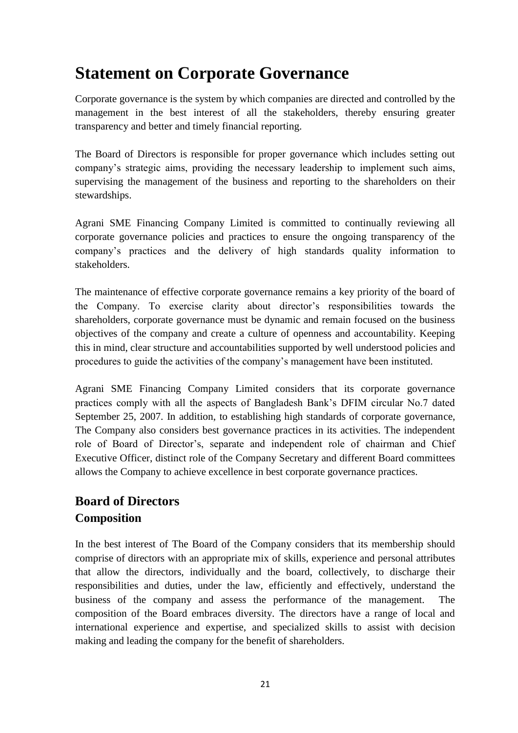# Statement on Corporate Governance

Corporate governance is the system by which companies are directed and controlled by the management in the best interest of all the stakeholders, thereby ensuring greater transparency and better and timely financial reporting.

The Board of Directors is responsible for proper governance which includes setting out company's strategic aims, providing the necessary leadership to implement such aims, supervising the management of the business and reporting to the shareholders on their stewardships.

Agrani SME Financing Company Limited is committed to continually reviewing all corporate governance policies and practices to ensure the ongoing transparency of the company's practices and the delivery of high standards quality information to stakeholders.

The maintenance of effective corporate governance remains a key priority of the board of the Company. To exercise clarity about director's responsibilities towards the shareholders, corporate governance must be dynamic and remain focused on the business objectives of the company and create a culture of openness and accountability. Keeping this in mind, clear structure and accountabilities supported by well understood policies and procedures to guide the activities of the company's management have been instituted.

Agrani SME Financing Company Limited considers that its corporate governance practices comply with all the aspects of Bangladesh Bank's DFIM circular No.7 dated September 25, 2007. In addition, to establishing high standards of corporate governance, The Company also considers best governance practices in its activities. The independent role of Board of Director's, separate and independent role of chairman and Chief Executive Officer, distinct role of the Company Secretary and different Board committees allows the Company to achieve excellence in best corporate governance practices.

## Board of Directors

### Composition

In the best interest of The Board of the Company considers that its membership should comprise of directors with an appropriate mix of skills, experience and personal attributes that allow the directors, individually and the board, collectively, to discharge their responsibilities and duties, under the law, efficiently and effectively, understand the business of the company and assess the performance of the management. The composition of the Board embraces diversity. The directors have a range of local and international experience and expertise, and specialized skills to assist with decision making and leading the company for the benefit of shareholders.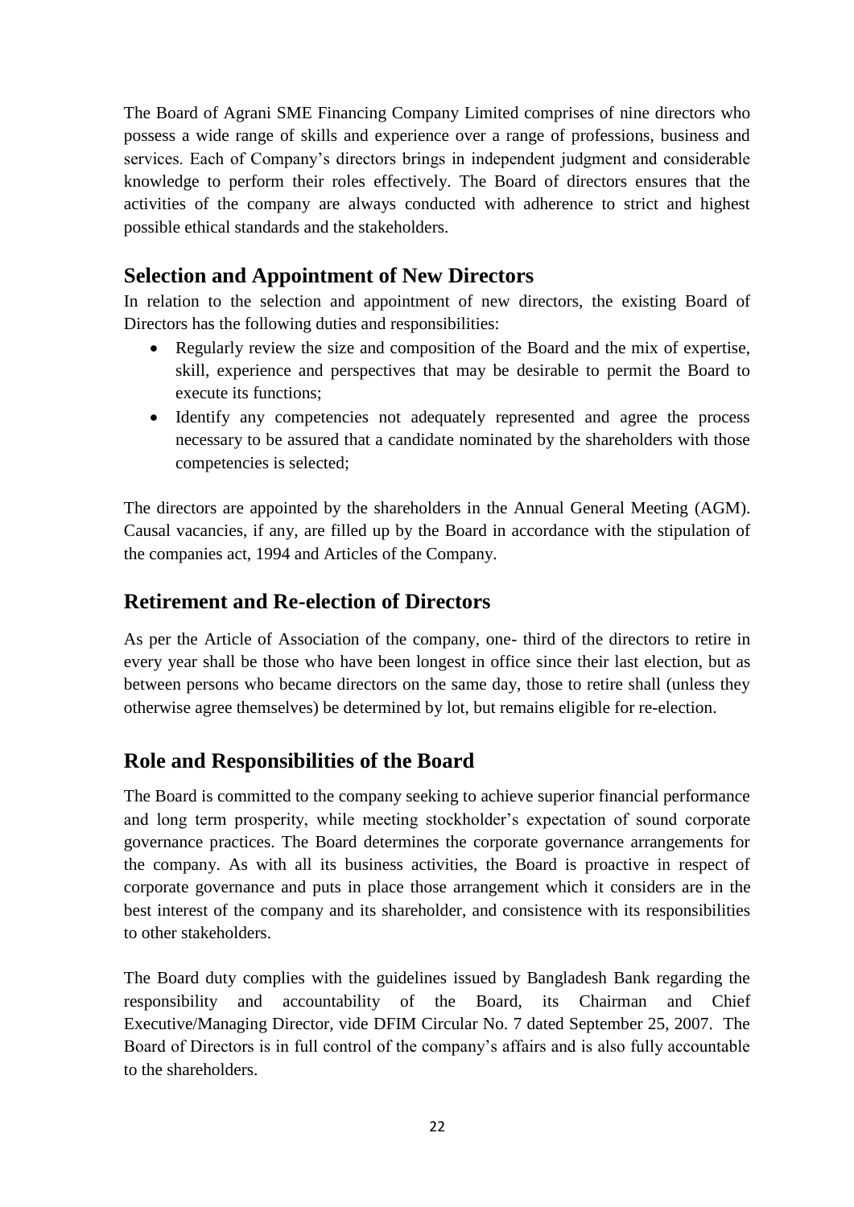The Board of Agrani SME Financing Company Limited comprises of nine directors who possess a wide range of skills and experience over a range of professions, business and services. Each of Company's directors brings in independent judgment and considerable knowledge to perform their roles effectively. The Board of directors ensures that the activities of the company are always conducted with adherence to strict and highest possible ethical standards and the stakeholders.

## Selection and Appointment of New Directors

In relation to the selection and appointment of new directors, the existing Board of Directors has the following duties and responsibilities:

- Regularly review the size and composition of the Board and the mix of expertise, skill, experience and perspectives that may be desirable to permit the Board to execute its functions;
- Identify any competencies not adequately represented and agree the process necessary to be assured that a candidate nominated by the shareholders with those competencies is selected;

The directors are appointed by the shareholders in the Annual General Meeting (AGM). Causal vacancies, if any, are filled up by the Board in accordance with the stipulation of the companies act, 1994 and Articles of the Company.

## Retirement and Re-election of Directors

As per the Article of Association of the company, one- third of the directors to retire in every year shall be those who have been longest in office since their last election, but as between persons who became directors on the same day, those to retire shall (unless they otherwise agree themselves) be determined by lot, but remains eligible for re-election.

## Role and Responsibilities of the Board

The Board is committed to the company seeking to achieve superior financial performance and long term prosperity, while meeting stockholder's expectation of sound corporate governance practices. The Board determines the corporate governance arrangements for the company. As with all its business activities, the Board is proactive in respect of corporate governance and puts in place those arrangement which it considers are in the best interest of the company and its shareholder, and consistence with its responsibilities to other stakeholders.

The Board duty complies with the guidelines issued by Bangladesh Bank regarding the responsibility and accountability of the Board, its Chairman and Chief Executive/Managing Director, vide DFIM Circular No. 7 dated September 25, 2007. The Board of Directors is in full control of the company's affairs and is also fully accountable to the shareholders.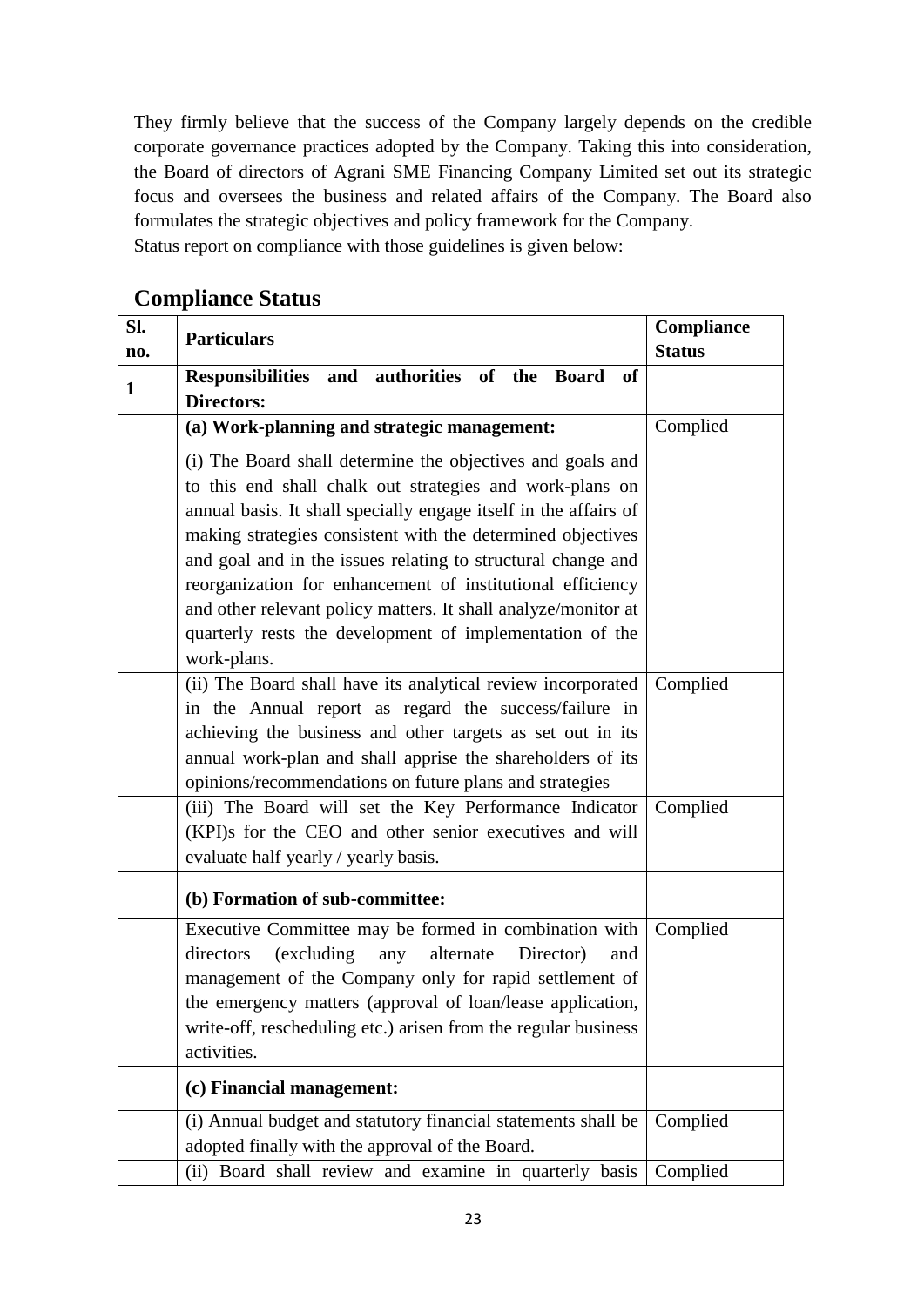They firmly believe that the success of the Company largely depends on the credible corporate governance practices adopted by the Company. Taking this into consideration, the Board of directors of Agrani SME Financing Company Limited set out its strategic focus and oversees the business and related affairs of the Company. The Board also formulates the strategic objectives and policy framework for the Company.
Status report on compliance with those guidelines is given below:

## Compliance Status

| Sl. no. | Particulars | Compliance Status |
|---|---|---|
| **1** | **Responsibilities and authorities of the Board of Directors:** | |
| | **(a) Work-planning and strategic management:** (i) The Board shall determine the objectives and goals and to this end shall chalk out strategies and work-plans on annual basis. It shall specially engage itself in the affairs of making strategies consistent with the determined objectives and goal and in the issues relating to structural change and reorganization for enhancement of institutional efficiency and other relevant policy matters. It shall analyze/monitor at quarterly rests the development of implementation of the work-plans. | Complied |
| | (ii) The Board shall have its analytical review incorporated in the Annual report as regard the success/failure in achieving the business and other targets as set out in its annual work-plan and shall apprise the shareholders of its opinions/recommendations on future plans and strategies | Complied |
| | (iii) The Board will set the Key Performance Indicator (KPI)s for the CEO and other senior executives and will evaluate half yearly / yearly basis. | Complied |
| | **(b) Formation of sub-committee:** | |
| | Executive Committee may be formed in combination with directors (excluding any alternate Director) and management of the Company only for rapid settlement of the emergency matters (approval of loan/lease application, write-off, rescheduling etc.) arisen from the regular business activities. | Complied |
| | **(c) Financial management:** | |
| | (i) Annual budget and statutory financial statements shall be adopted finally with the approval of the Board. | Complied |
| | (ii) Board shall review and examine in quarterly basis | Complied |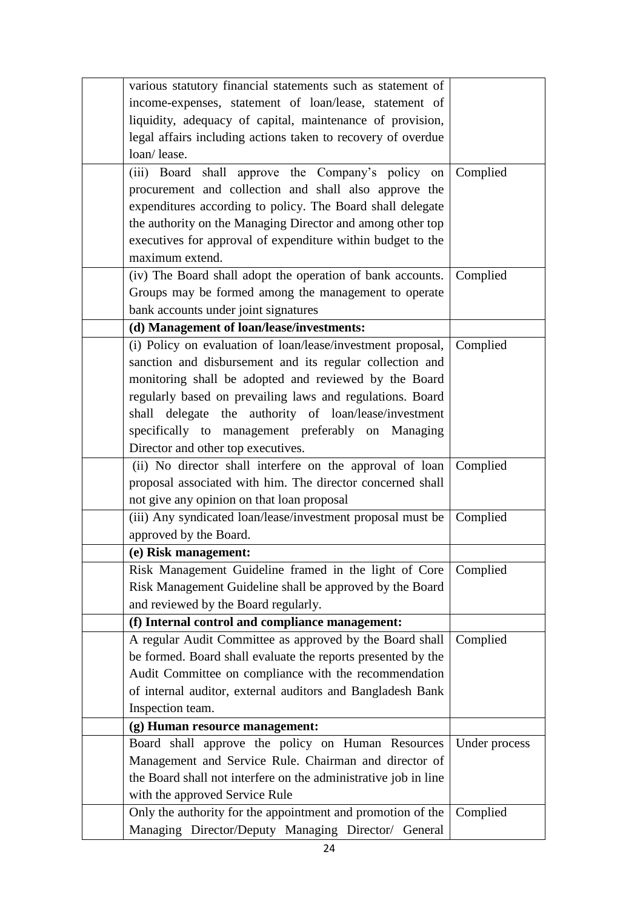| | | |
|---|---|---|
| | various statutory financial statements such as statement of income-expenses, statement of loan/lease, statement of liquidity, adequacy of capital, maintenance of provision, legal affairs including actions taken to recovery of overdue loan/ lease. | |
| | (iii) Board shall approve the Company's policy on procurement and collection and shall also approve the expenditures according to policy. The Board shall delegate the authority on the Managing Director and among other top executives for approval of expenditure within budget to the maximum extend. | Complied |
| | (iv) The Board shall adopt the operation of bank accounts. Groups may be formed among the management to operate bank accounts under joint signatures | Complied |
| | **(d) Management of loan/lease/investments:** | |
| | (i) Policy on evaluation of loan/lease/investment proposal, sanction and disbursement and its regular collection and monitoring shall be adopted and reviewed by the Board regularly based on prevailing laws and regulations. Board shall delegate the authority of loan/lease/investment specifically to management preferably on Managing Director and other top executives. | Complied |
| | (ii) No director shall interfere on the approval of loan proposal associated with him. The director concerned shall not give any opinion on that loan proposal | Complied |
| | (iii) Any syndicated loan/lease/investment proposal must be approved by the Board. | Complied |
| | **(e) Risk management:** | |
| | Risk Management Guideline framed in the light of Core Risk Management Guideline shall be approved by the Board and reviewed by the Board regularly. | Complied |
| | **(f) Internal control and compliance management:** | |
| | A regular Audit Committee as approved by the Board shall be formed. Board shall evaluate the reports presented by the Audit Committee on compliance with the recommendation of internal auditor, external auditors and Bangladesh Bank Inspection team. | Complied |
| | **(g) Human resource management:** | |
| | Board shall approve the policy on Human Resources Management and Service Rule. Chairman and director of the Board shall not interfere on the administrative job in line with the approved Service Rule | Under process |
| | Only the authority for the appointment and promotion of the Managing Director/Deputy Managing Director/ General | Complied |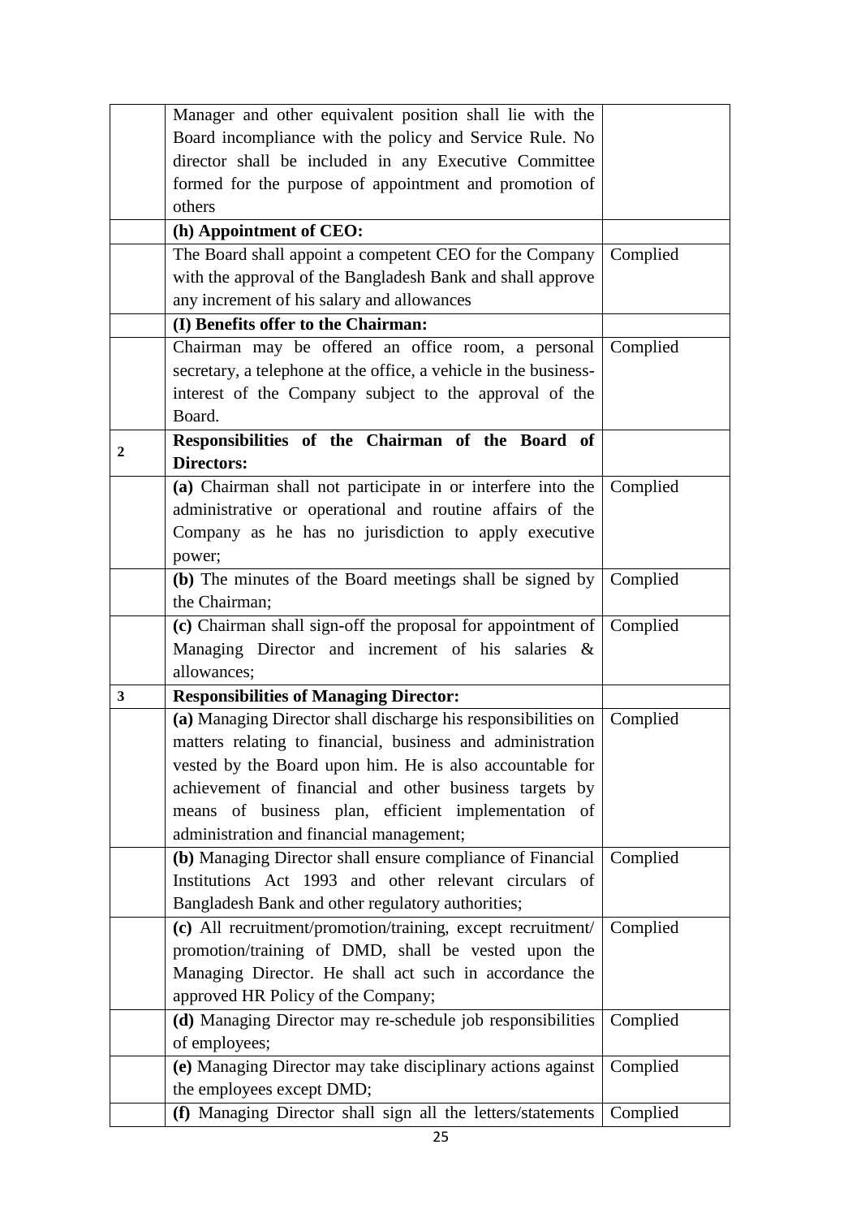| | | |
|---|---|---|
| | Manager and other equivalent position shall lie with the Board incompliance with the policy and Service Rule. No director shall be included in any Executive Committee formed for the purpose of appointment and promotion of others | |
| | **(h) Appointment of CEO:** | |
| | The Board shall appoint a competent CEO for the Company with the approval of the Bangladesh Bank and shall approve any increment of his salary and allowances | Complied |
| | **(I) Benefits offer to the Chairman:** | |
| | Chairman may be offered an office room, a personal secretary, a telephone at the office, a vehicle in the business-interest of the Company subject to the approval of the Board. | Complied |
| **2** | **Responsibilities of the Chairman of the Board of Directors:** | |
| | **(a)** Chairman shall not participate in or interfere into the administrative or operational and routine affairs of the Company as he has no jurisdiction to apply executive power; | Complied |
| | **(b)** The minutes of the Board meetings shall be signed by the Chairman; | Complied |
| | **(c)** Chairman shall sign-off the proposal for appointment of Managing Director and increment of his salaries & allowances; | Complied |
| **3** | **Responsibilities of Managing Director:** | |
| | **(a)** Managing Director shall discharge his responsibilities on matters relating to financial, business and administration vested by the Board upon him. He is also accountable for achievement of financial and other business targets by means of business plan, efficient implementation of administration and financial management; | Complied |
| | **(b)** Managing Director shall ensure compliance of Financial Institutions Act 1993 and other relevant circulars of Bangladesh Bank and other regulatory authorities; | Complied |
| | **(c)** All recruitment/promotion/training, except recruitment/ promotion/training of DMD, shall be vested upon the Managing Director. He shall act such in accordance the approved HR Policy of the Company; | Complied |
| | **(d)** Managing Director may re-schedule job responsibilities of employees; | Complied |
| | **(e)** Managing Director may take disciplinary actions against the employees except DMD; | Complied |
| | **(f)** Managing Director shall sign all the letters/statements | Complied |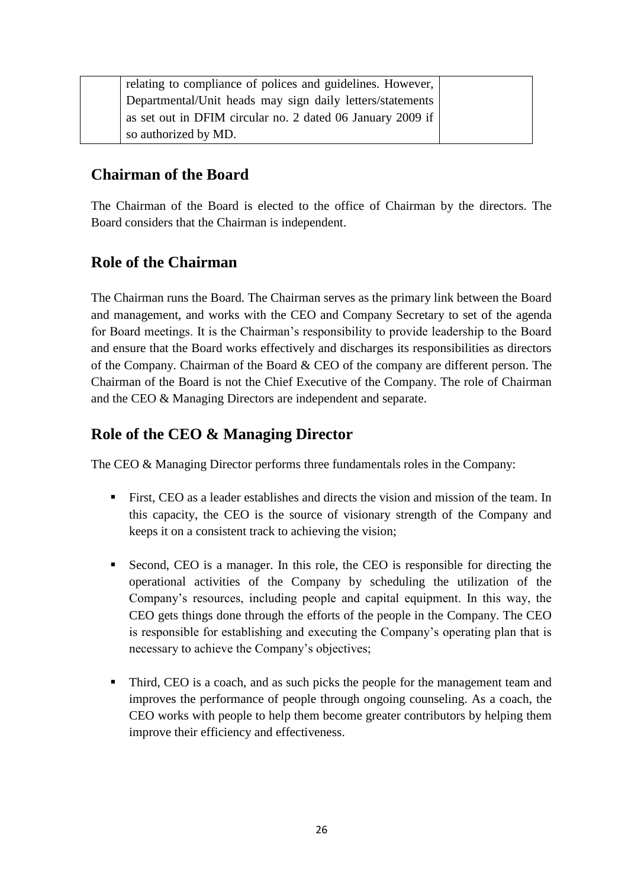|  | relating to compliance of polices and guidelines. However, Departmental/Unit heads may sign daily letters/statements as set out in DFIM circular no. 2 dated 06 January 2009 if so authorized by MD. |  |
|---|---|---|

## Chairman of the Board

The Chairman of the Board is elected to the office of Chairman by the directors. The Board considers that the Chairman is independent.

## Role of the Chairman

The Chairman runs the Board. The Chairman serves as the primary link between the Board and management, and works with the CEO and Company Secretary to set of the agenda for Board meetings. It is the Chairman's responsibility to provide leadership to the Board and ensure that the Board works effectively and discharges its responsibilities as directors of the Company. Chairman of the Board & CEO of the company are different person. The Chairman of the Board is not the Chief Executive of the Company. The role of Chairman and the CEO & Managing Directors are independent and separate.

## Role of the CEO & Managing Director

The CEO & Managing Director performs three fundamentals roles in the Company:

- First, CEO as a leader establishes and directs the vision and mission of the team. In this capacity, the CEO is the source of visionary strength of the Company and keeps it on a consistent track to achieving the vision;

- Second, CEO is a manager. In this role, the CEO is responsible for directing the operational activities of the Company by scheduling the utilization of the Company's resources, including people and capital equipment. In this way, the CEO gets things done through the efforts of the people in the Company. The CEO is responsible for establishing and executing the Company's operating plan that is necessary to achieve the Company's objectives;

- Third, CEO is a coach, and as such picks the people for the management team and improves the performance of people through ongoing counseling. As a coach, the CEO works with people to help them become greater contributors by helping them improve their efficiency and effectiveness.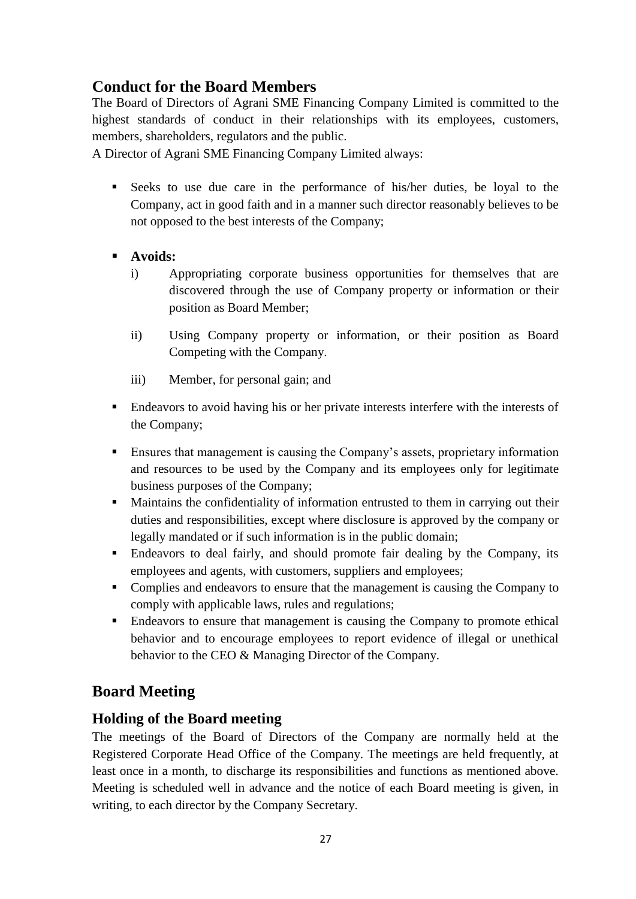## Conduct for the Board Members

The Board of Directors of Agrani SME Financing Company Limited is committed to the highest standards of conduct in their relationships with its employees, customers, members, shareholders, regulators and the public.

A Director of Agrani SME Financing Company Limited always:

- Seeks to use due care in the performance of his/her duties, be loyal to the Company, act in good faith and in a manner such director reasonably believes to be not opposed to the best interests of the Company;
- **Avoids:**
  - i) Appropriating corporate business opportunities for themselves that are discovered through the use of Company property or information or their position as Board Member;
  - ii) Using Company property or information, or their position as Board Competing with the Company.
  - iii) Member, for personal gain; and
- Endeavors to avoid having his or her private interests interfere with the interests of the Company;
- Ensures that management is causing the Company's assets, proprietary information and resources to be used by the Company and its employees only for legitimate business purposes of the Company;
- Maintains the confidentiality of information entrusted to them in carrying out their duties and responsibilities, except where disclosure is approved by the company or legally mandated or if such information is in the public domain;
- Endeavors to deal fairly, and should promote fair dealing by the Company, its employees and agents, with customers, suppliers and employees;
- Complies and endeavors to ensure that the management is causing the Company to comply with applicable laws, rules and regulations;
- Endeavors to ensure that management is causing the Company to promote ethical behavior and to encourage employees to report evidence of illegal or unethical behavior to the CEO & Managing Director of the Company.

## Board Meeting

### Holding of the Board meeting

The meetings of the Board of Directors of the Company are normally held at the Registered Corporate Head Office of the Company. The meetings are held frequently, at least once in a month, to discharge its responsibilities and functions as mentioned above. Meeting is scheduled well in advance and the notice of each Board meeting is given, in writing, to each director by the Company Secretary.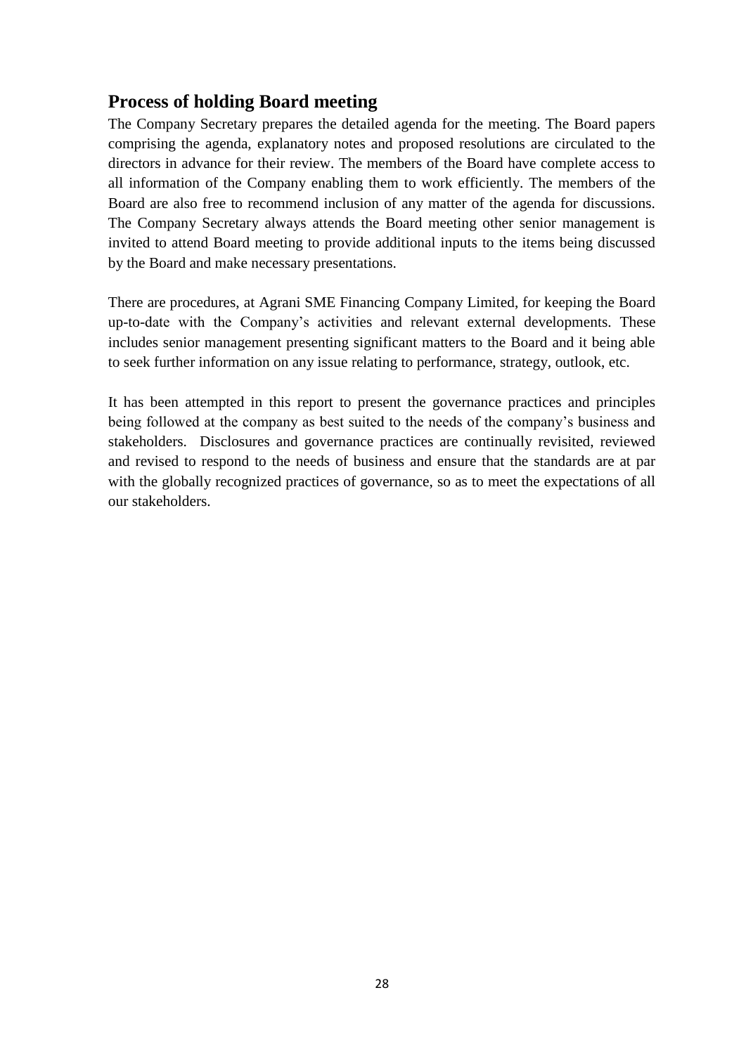## Process of holding Board meeting

The Company Secretary prepares the detailed agenda for the meeting. The Board papers comprising the agenda, explanatory notes and proposed resolutions are circulated to the directors in advance for their review. The members of the Board have complete access to all information of the Company enabling them to work efficiently. The members of the Board are also free to recommend inclusion of any matter of the agenda for discussions. The Company Secretary always attends the Board meeting other senior management is invited to attend Board meeting to provide additional inputs to the items being discussed by the Board and make necessary presentations.

There are procedures, at Agrani SME Financing Company Limited, for keeping the Board up-to-date with the Company's activities and relevant external developments. These includes senior management presenting significant matters to the Board and it being able to seek further information on any issue relating to performance, strategy, outlook, etc.

It has been attempted in this report to present the governance practices and principles being followed at the company as best suited to the needs of the company's business and stakeholders. Disclosures and governance practices are continually revisited, reviewed and revised to respond to the needs of business and ensure that the standards are at par with the globally recognized practices of governance, so as to meet the expectations of all our stakeholders.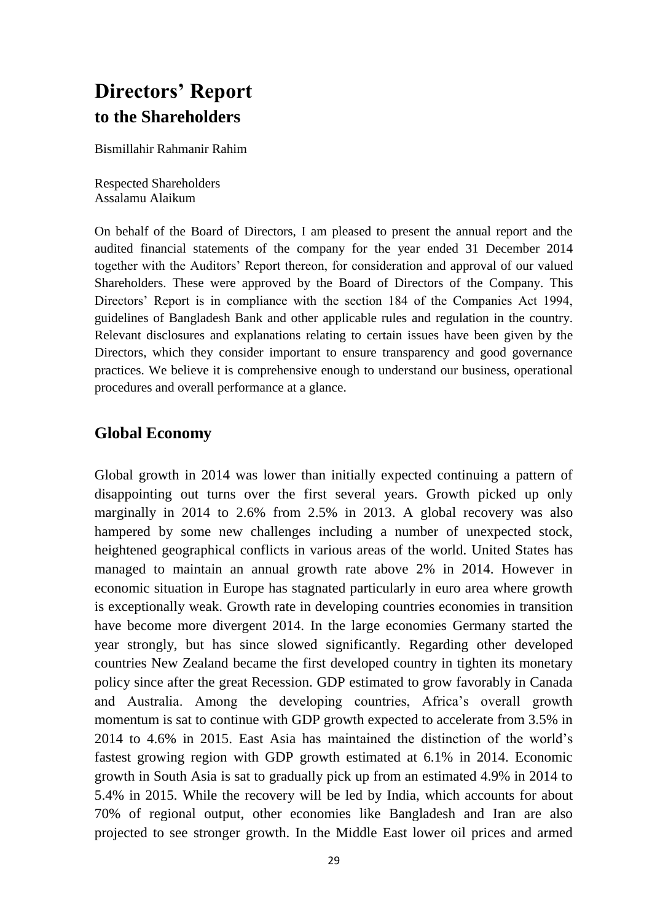# Directors' Report
## to the Shareholders

Bismillahir Rahmanir Rahim

Respected Shareholders
Assalamu Alaikum

On behalf of the Board of Directors, I am pleased to present the annual report and the audited financial statements of the company for the year ended 31 December 2014 together with the Auditors' Report thereon, for consideration and approval of our valued Shareholders. These were approved by the Board of Directors of the Company. This Directors' Report is in compliance with the section 184 of the Companies Act 1994, guidelines of Bangladesh Bank and other applicable rules and regulation in the country. Relevant disclosures and explanations relating to certain issues have been given by the Directors, which they consider important to ensure transparency and good governance practices. We believe it is comprehensive enough to understand our business, operational procedures and overall performance at a glance.

## Global Economy

Global growth in 2014 was lower than initially expected continuing a pattern of disappointing out turns over the first several years. Growth picked up only marginally in 2014 to 2.6% from 2.5% in 2013. A global recovery was also hampered by some new challenges including a number of unexpected stock, heightened geographical conflicts in various areas of the world. United States has managed to maintain an annual growth rate above 2% in 2014. However in economic situation in Europe has stagnated particularly in euro area where growth is exceptionally weak. Growth rate in developing countries economies in transition have become more divergent 2014. In the large economies Germany started the year strongly, but has since slowed significantly. Regarding other developed countries New Zealand became the first developed country in tighten its monetary policy since after the great Recession. GDP estimated to grow favorably in Canada and Australia. Among the developing countries, Africa's overall growth momentum is sat to continue with GDP growth expected to accelerate from 3.5% in 2014 to 4.6% in 2015. East Asia has maintained the distinction of the world's fastest growing region with GDP growth estimated at 6.1% in 2014. Economic growth in South Asia is sat to gradually pick up from an estimated 4.9% in 2014 to 5.4% in 2015. While the recovery will be led by India, which accounts for about 70% of regional output, other economies like Bangladesh and Iran are also projected to see stronger growth. In the Middle East lower oil prices and armed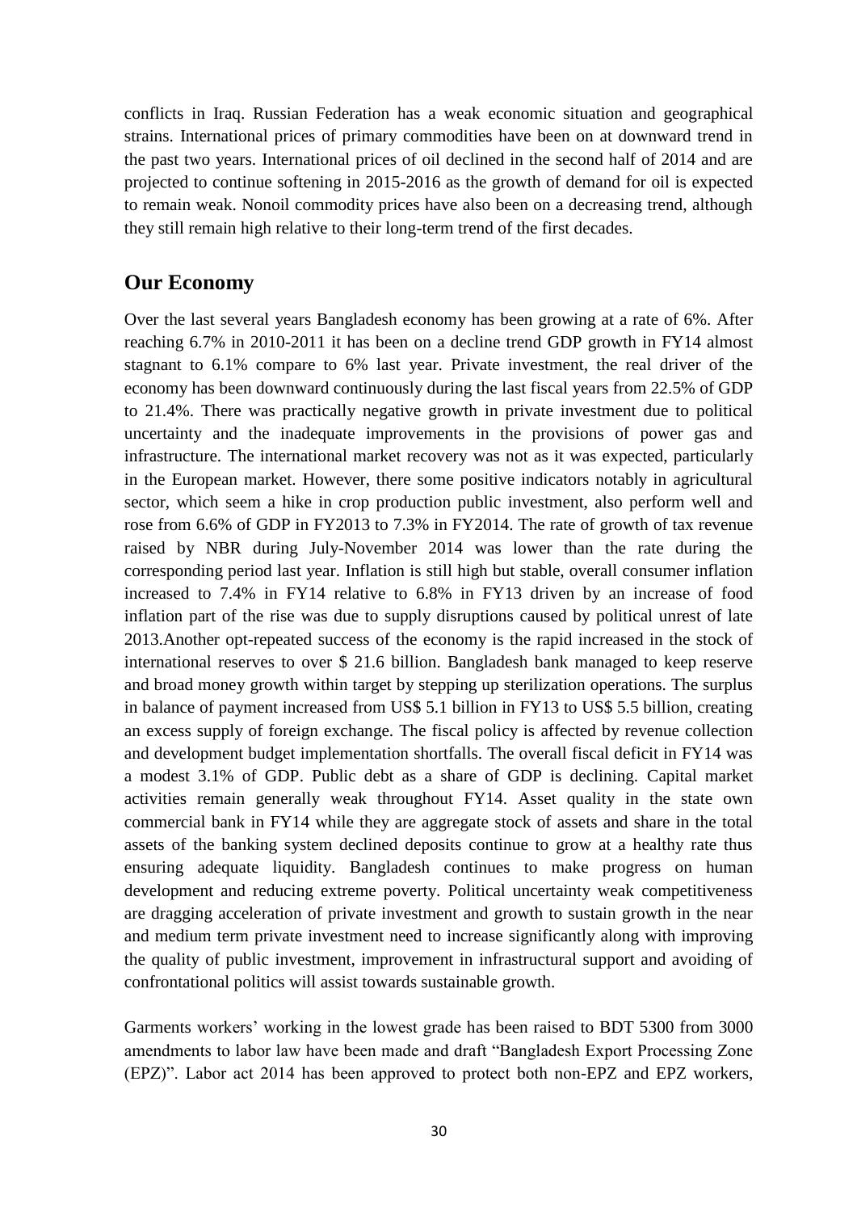conflicts in Iraq. Russian Federation has a weak economic situation and geographical strains. International prices of primary commodities have been on at downward trend in the past two years. International prices of oil declined in the second half of 2014 and are projected to continue softening in 2015-2016 as the growth of demand for oil is expected to remain weak. Nonoil commodity prices have also been on a decreasing trend, although they still remain high relative to their long-term trend of the first decades.

## Our Economy

Over the last several years Bangladesh economy has been growing at a rate of 6%. After reaching 6.7% in 2010-2011 it has been on a decline trend GDP growth in FY14 almost stagnant to 6.1% compare to 6% last year. Private investment, the real driver of the economy has been downward continuously during the last fiscal years from 22.5% of GDP to 21.4%. There was practically negative growth in private investment due to political uncertainty and the inadequate improvements in the provisions of power gas and infrastructure. The international market recovery was not as it was expected, particularly in the European market. However, there some positive indicators notably in agricultural sector, which seem a hike in crop production public investment, also perform well and rose from 6.6% of GDP in FY2013 to 7.3% in FY2014. The rate of growth of tax revenue raised by NBR during July-November 2014 was lower than the rate during the corresponding period last year. Inflation is still high but stable, overall consumer inflation increased to 7.4% in FY14 relative to 6.8% in FY13 driven by an increase of food inflation part of the rise was due to supply disruptions caused by political unrest of late 2013.Another opt-repeated success of the economy is the rapid increased in the stock of international reserves to over $ 21.6 billion. Bangladesh bank managed to keep reserve and broad money growth within target by stepping up sterilization operations. The surplus in balance of payment increased from US$ 5.1 billion in FY13 to US$ 5.5 billion, creating an excess supply of foreign exchange. The fiscal policy is affected by revenue collection and development budget implementation shortfalls. The overall fiscal deficit in FY14 was a modest 3.1% of GDP. Public debt as a share of GDP is declining. Capital market activities remain generally weak throughout FY14. Asset quality in the state own commercial bank in FY14 while they are aggregate stock of assets and share in the total assets of the banking system declined deposits continue to grow at a healthy rate thus ensuring adequate liquidity. Bangladesh continues to make progress on human development and reducing extreme poverty. Political uncertainty weak competitiveness are dragging acceleration of private investment and growth to sustain growth in the near and medium term private investment need to increase significantly along with improving the quality of public investment, improvement in infrastructural support and avoiding of confrontational politics will assist towards sustainable growth.

Garments workers' working in the lowest grade has been raised to BDT 5300 from 3000 amendments to labor law have been made and draft "Bangladesh Export Processing Zone (EPZ)". Labor act 2014 has been approved to protect both non-EPZ and EPZ workers,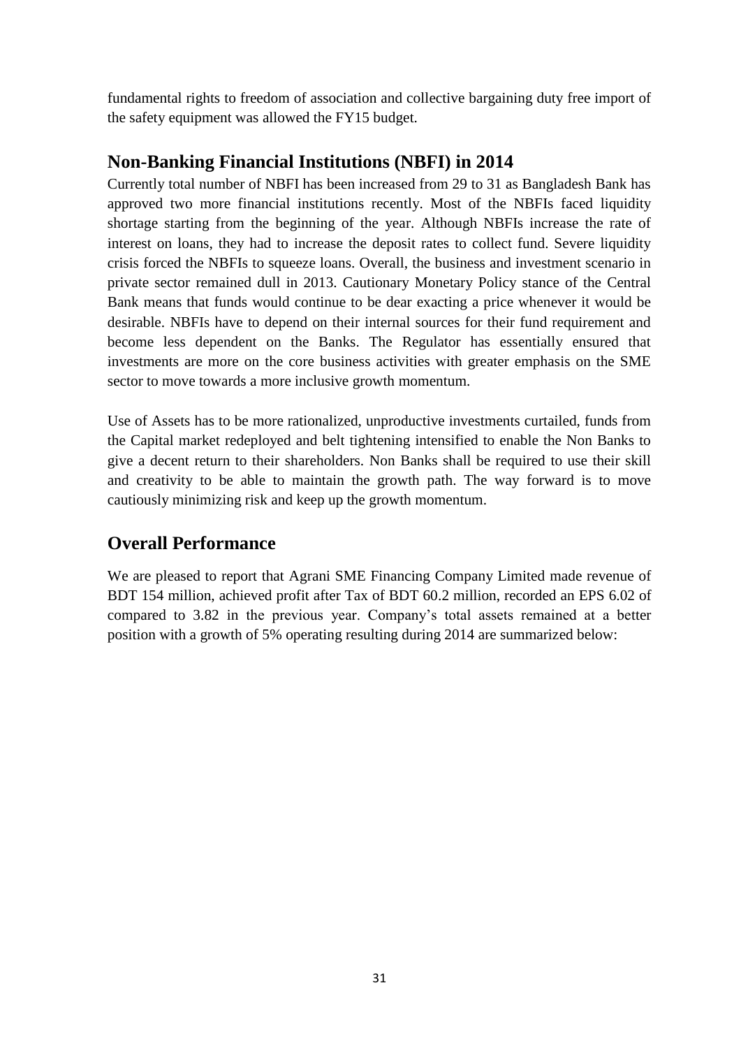fundamental rights to freedom of association and collective bargaining duty free import of the safety equipment was allowed the FY15 budget.

## Non-Banking Financial Institutions (NBFI) in 2014

Currently total number of NBFI has been increased from 29 to 31 as Bangladesh Bank has approved two more financial institutions recently. Most of the NBFIs faced liquidity shortage starting from the beginning of the year. Although NBFIs increase the rate of interest on loans, they had to increase the deposit rates to collect fund. Severe liquidity crisis forced the NBFIs to squeeze loans. Overall, the business and investment scenario in private sector remained dull in 2013. Cautionary Monetary Policy stance of the Central Bank means that funds would continue to be dear exacting a price whenever it would be desirable. NBFIs have to depend on their internal sources for their fund requirement and become less dependent on the Banks. The Regulator has essentially ensured that investments are more on the core business activities with greater emphasis on the SME sector to move towards a more inclusive growth momentum.

Use of Assets has to be more rationalized, unproductive investments curtailed, funds from the Capital market redeployed and belt tightening intensified to enable the Non Banks to give a decent return to their shareholders. Non Banks shall be required to use their skill and creativity to be able to maintain the growth path. The way forward is to move cautiously minimizing risk and keep up the growth momentum.

## Overall Performance

We are pleased to report that Agrani SME Financing Company Limited made revenue of BDT 154 million, achieved profit after Tax of BDT 60.2 million, recorded an EPS 6.02 of compared to 3.82 in the previous year. Company's total assets remained at a better position with a growth of 5% operating resulting during 2014 are summarized below: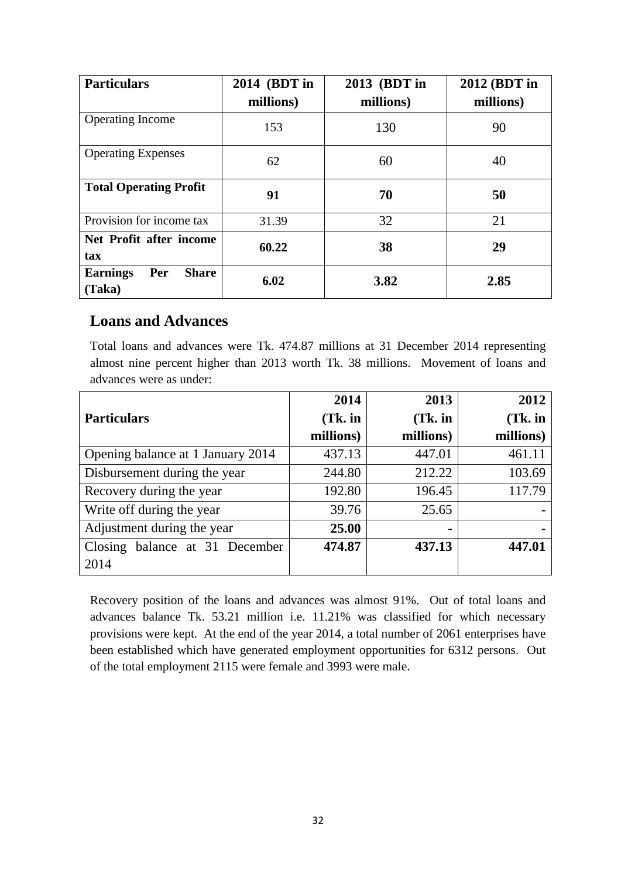| **Particulars** | **2014 (BDT in millions)** | **2013 (BDT in millions)** | **2012 (BDT in millions)** |
|---|---|---|---|
| Operating Income | 153 | 130 | 90 |
| Operating Expenses | 62 | 60 | 40 |
| **Total Operating Profit** | **91** | **70** | **50** |
| Provision for income tax | 31.39 | 32 | 21 |
| **Net Profit after income tax** | **60.22** | **38** | **29** |
| **Earnings Per Share (Taka)** | **6.02** | **3.82** | **2.85** |

## Loans and Advances

Total loans and advances were Tk. 474.87 millions at 31 December 2014 representing almost nine percent higher than 2013 worth Tk. 38 millions. Movement of loans and advances were as under:

| **Particulars** | **2014 (Tk. in millions)** | **2013 (Tk. in millions)** | **2012 (Tk. in millions)** |
|---|---|---|---|
| Opening balance at 1 January 2014 | 437.13 | 447.01 | 461.11 |
| Disbursement during the year | 244.80 | 212.22 | 103.69 |
| Recovery during the year | 192.80 | 196.45 | 117.79 |
| Write off during the year | 39.76 | 25.65 | - |
| Adjustment during the year | **25.00** | **-** | **-** |
| Closing balance at 31 December 2014 | **474.87** | **437.13** | **447.01** |

Recovery position of the loans and advances was almost 91%. Out of total loans and advances balance Tk. 53.21 million i.e. 11.21% was classified for which necessary provisions were kept. At the end of the year 2014, a total number of 2061 enterprises have been established which have generated employment opportunities for 6312 persons. Out of the total employment 2115 were female and 3993 were male.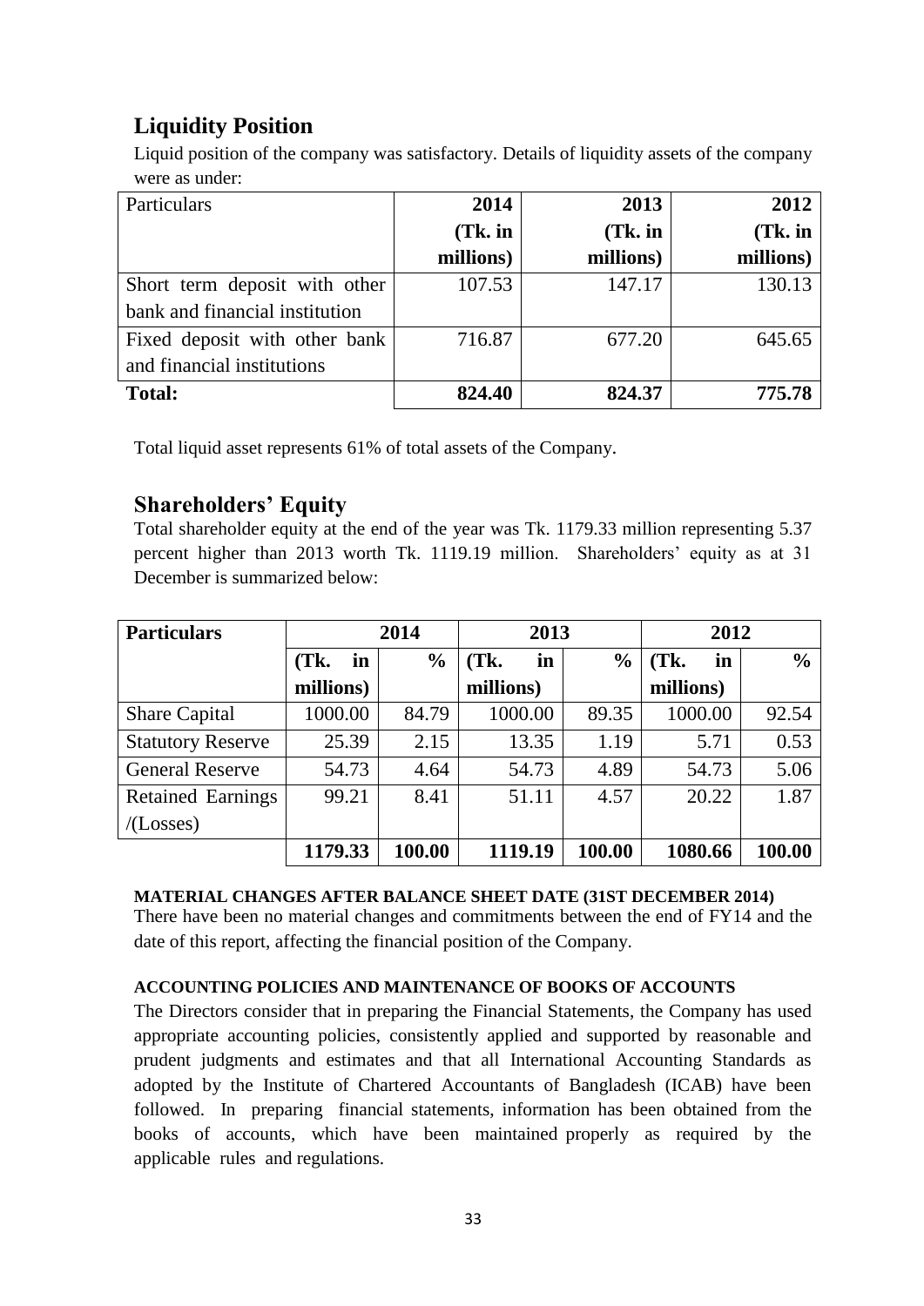## Liquidity Position

Liquid position of the company was satisfactory. Details of liquidity assets of the company were as under:

| Particulars | 2014 (Tk. in millions) | 2013 (Tk. in millions) | 2012 (Tk. in millions) |
|---|---|---|---|
| Short term deposit with other bank and financial institution | 107.53 | 147.17 | 130.13 |
| Fixed deposit with other bank and financial institutions | 716.87 | 677.20 | 645.65 |
| **Total:** | **824.40** | **824.37** | **775.78** |

Total liquid asset represents 61% of total assets of the Company.

## Shareholders' Equity

Total shareholder equity at the end of the year was Tk. 1179.33 million representing 5.37 percent higher than 2013 worth Tk. 1119.19 million. Shareholders' equity as at 31 December is summarized below:

| **Particulars** | **2014** | | **2013** | | **2012** | |
|---|---|---|---|---|---|---|
| | **(Tk. in millions)** | **%** | **(Tk. in millions)** | **%** | **(Tk. in millions)** | **%** |
| Share Capital | 1000.00 | 84.79 | 1000.00 | 89.35 | 1000.00 | 92.54 |
| Statutory Reserve | 25.39 | 2.15 | 13.35 | 1.19 | 5.71 | 0.53 |
| General Reserve | 54.73 | 4.64 | 54.73 | 4.89 | 54.73 | 5.06 |
| Retained Earnings /(Losses) | 99.21 | 8.41 | 51.11 | 4.57 | 20.22 | 1.87 |
| | **1179.33** | **100.00** | **1119.19** | **100.00** | **1080.66** | **100.00** |

**MATERIAL CHANGES AFTER BALANCE SHEET DATE (31ST DECEMBER 2014)**

There have been no material changes and commitments between the end of FY14 and the date of this report, affecting the financial position of the Company.

**ACCOUNTING POLICIES AND MAINTENANCE OF BOOKS OF ACCOUNTS**

The Directors consider that in preparing the Financial Statements, the Company has used appropriate accounting policies, consistently applied and supported by reasonable and prudent judgments and estimates and that all International Accounting Standards as adopted by the Institute of Chartered Accountants of Bangladesh (ICAB) have been followed. In preparing financial statements, information has been obtained from the books of accounts, which have been maintained properly as required by the applicable rules and regulations.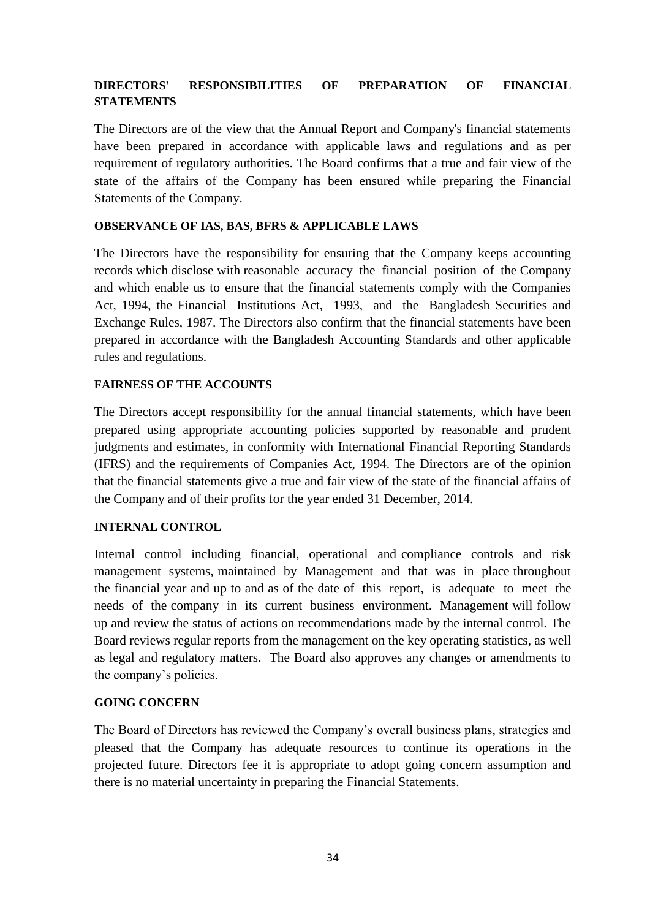**DIRECTORS' RESPONSIBILITIES OF PREPARATION OF FINANCIAL STATEMENTS**

The Directors are of the view that the Annual Report and Company's financial statements have been prepared in accordance with applicable laws and regulations and as per requirement of regulatory authorities. The Board confirms that a true and fair view of the state of the affairs of the Company has been ensured while preparing the Financial Statements of the Company.

**OBSERVANCE OF IAS, BAS, BFRS & APPLICABLE LAWS**

The Directors have the responsibility for ensuring that the Company keeps accounting records which disclose with reasonable accuracy the financial position of the Company and which enable us to ensure that the financial statements comply with the Companies Act, 1994, the Financial Institutions Act, 1993, and the Bangladesh Securities and Exchange Rules, 1987. The Directors also confirm that the financial statements have been prepared in accordance with the Bangladesh Accounting Standards and other applicable rules and regulations.

**FAIRNESS OF THE ACCOUNTS**

The Directors accept responsibility for the annual financial statements, which have been prepared using appropriate accounting policies supported by reasonable and prudent judgments and estimates, in conformity with International Financial Reporting Standards (IFRS) and the requirements of Companies Act, 1994. The Directors are of the opinion that the financial statements give a true and fair view of the state of the financial affairs of the Company and of their profits for the year ended 31 December, 2014.

**INTERNAL CONTROL**

Internal control including financial, operational and compliance controls and risk management systems, maintained by Management and that was in place throughout the financial year and up to and as of the date of this report, is adequate to meet the needs of the company in its current business environment. Management will follow up and review the status of actions on recommendations made by the internal control. The Board reviews regular reports from the management on the key operating statistics, as well as legal and regulatory matters. The Board also approves any changes or amendments to the company's policies.

**GOING CONCERN**

The Board of Directors has reviewed the Company's overall business plans, strategies and pleased that the Company has adequate resources to continue its operations in the projected future. Directors fee it is appropriate to adopt going concern assumption and there is no material uncertainty in preparing the Financial Statements.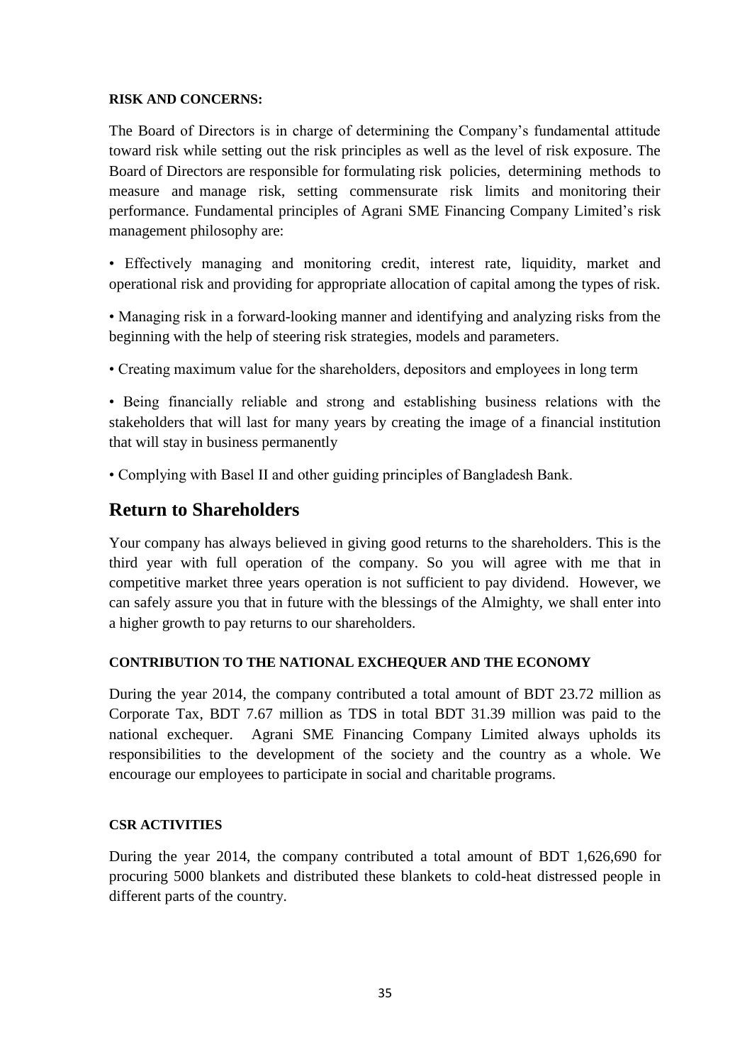**RISK AND CONCERNS:**

The Board of Directors is in charge of determining the Company's fundamental attitude toward risk while setting out the risk principles as well as the level of risk exposure. The Board of Directors are responsible for formulating risk policies, determining methods to measure and manage risk, setting commensurate risk limits and monitoring their performance. Fundamental principles of Agrani SME Financing Company Limited's risk management philosophy are:

• Effectively managing and monitoring credit, interest rate, liquidity, market and operational risk and providing for appropriate allocation of capital among the types of risk.

• Managing risk in a forward-looking manner and identifying and analyzing risks from the beginning with the help of steering risk strategies, models and parameters.

• Creating maximum value for the shareholders, depositors and employees in long term

• Being financially reliable and strong and establishing business relations with the stakeholders that will last for many years by creating the image of a financial institution that will stay in business permanently

• Complying with Basel II and other guiding principles of Bangladesh Bank.

## Return to Shareholders

Your company has always believed in giving good returns to the shareholders. This is the third year with full operation of the company. So you will agree with me that in competitive market three years operation is not sufficient to pay dividend. However, we can safely assure you that in future with the blessings of the Almighty, we shall enter into a higher growth to pay returns to our shareholders.

**CONTRIBUTION TO THE NATIONAL EXCHEQUER AND THE ECONOMY**

During the year 2014, the company contributed a total amount of BDT 23.72 million as Corporate Tax, BDT 7.67 million as TDS in total BDT 31.39 million was paid to the national exchequer. Agrani SME Financing Company Limited always upholds its responsibilities to the development of the society and the country as a whole. We encourage our employees to participate in social and charitable programs.

**CSR ACTIVITIES**

During the year 2014, the company contributed a total amount of BDT 1,626,690 for procuring 5000 blankets and distributed these blankets to cold-heat distressed people in different parts of the country.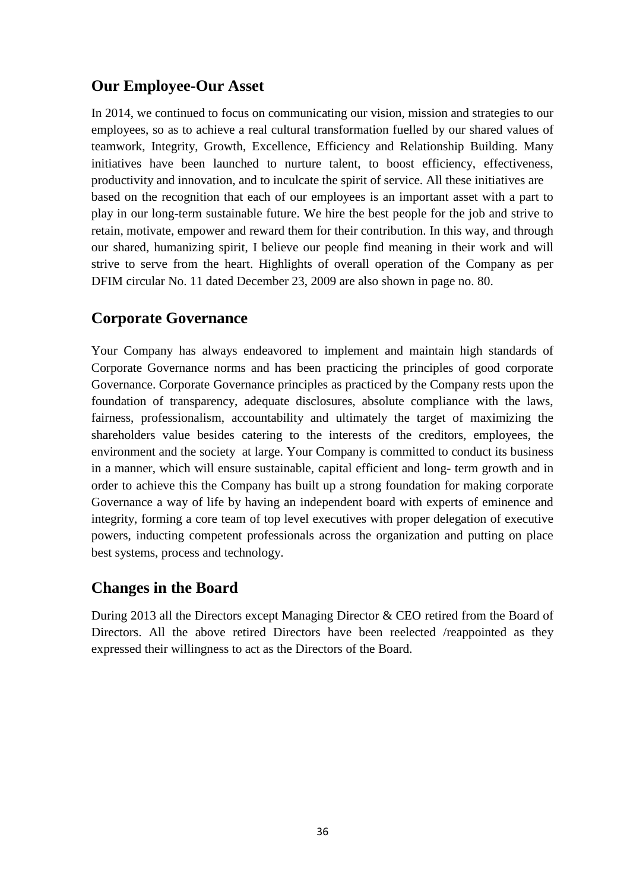## Our Employee-Our Asset

In 2014, we continued to focus on communicating our vision, mission and strategies to our employees, so as to achieve a real cultural transformation fuelled by our shared values of teamwork, Integrity, Growth, Excellence, Efficiency and Relationship Building. Many initiatives have been launched to nurture talent, to boost efficiency, effectiveness, productivity and innovation, and to inculcate the spirit of service. All these initiatives are based on the recognition that each of our employees is an important asset with a part to play in our long-term sustainable future. We hire the best people for the job and strive to retain, motivate, empower and reward them for their contribution. In this way, and through our shared, humanizing spirit, I believe our people find meaning in their work and will strive to serve from the heart. Highlights of overall operation of the Company as per DFIM circular No. 11 dated December 23, 2009 are also shown in page no. 80.

## Corporate Governance

Your Company has always endeavored to implement and maintain high standards of Corporate Governance norms and has been practicing the principles of good corporate Governance. Corporate Governance principles as practiced by the Company rests upon the foundation of transparency, adequate disclosures, absolute compliance with the laws, fairness, professionalism, accountability and ultimately the target of maximizing the shareholders value besides catering to the interests of the creditors, employees, the environment and the society at large. Your Company is committed to conduct its business in a manner, which will ensure sustainable, capital efficient and long- term growth and in order to achieve this the Company has built up a strong foundation for making corporate Governance a way of life by having an independent board with experts of eminence and integrity, forming a core team of top level executives with proper delegation of executive powers, inducting competent professionals across the organization and putting on place best systems, process and technology.

## Changes in the Board

During 2013 all the Directors except Managing Director & CEO retired from the Board of Directors. All the above retired Directors have been reelected /reappointed as they expressed their willingness to act as the Directors of the Board.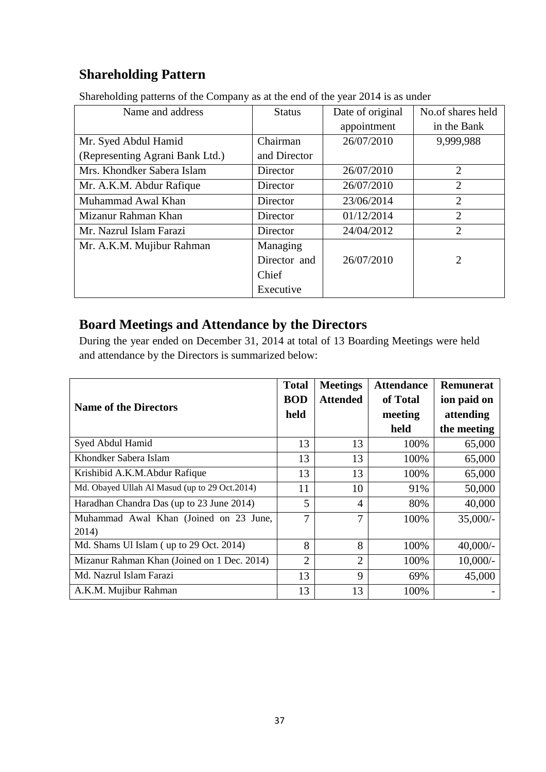## Shareholding Pattern

Shareholding patterns of the Company as at the end of the year 2014 is as under

| Name and address | Status | Date of original appointment | No.of shares held in the Bank |
|---|---|---|---|
| Mr. Syed Abdul Hamid (Representing Agrani Bank Ltd.) | Chairman and Director | 26/07/2010 | 9,999,988 |
| Mrs. Khondker Sabera Islam | Director | 26/07/2010 | 2 |
| Mr. A.K.M. Abdur Rafique | Director | 26/07/2010 | 2 |
| Muhammad Awal Khan | Director | 23/06/2014 | 2 |
| Mizanur Rahman Khan | Director | 01/12/2014 | 2 |
| Mr. Nazrul Islam Farazi | Director | 24/04/2012 | 2 |
| Mr. A.K.M. Mujibur Rahman | Managing Director and Chief Executive | 26/07/2010 | 2 |

## Board Meetings and Attendance by the Directors

During the year ended on December 31, 2014 at total of 13 Boarding Meetings were held and attendance by the Directors is summarized below:

| Name of the Directors | Total BOD held | Meetings Attended | Attendance of Total meeting held | Remuneration paid on attending the meeting |
|---|---|---|---|---|
| Syed Abdul Hamid | 13 | 13 | 100% | 65,000 |
| Khondker Sabera Islam | 13 | 13 | 100% | 65,000 |
| Krishibid A.K.M.Abdur Rafique | 13 | 13 | 100% | 65,000 |
| Md. Obayed Ullah Al Masud (up to 29 Oct.2014) | 11 | 10 | 91% | 50,000 |
| Haradhan Chandra Das (up to 23 June 2014) | 5 | 4 | 80% | 40,000 |
| Muhammad Awal Khan (Joined on 23 June, 2014) | 7 | 7 | 100% | 35,000/- |
| Md. Shams Ul Islam ( up to 29 Oct. 2014) | 8 | 8 | 100% | 40,000/- |
| Mizanur Rahman Khan (Joined on 1 Dec. 2014) | 2 | 2 | 100% | 10,000/- |
| Md. Nazrul Islam Farazi | 13 | 9 | 69% | 45,000 |
| A.K.M. Mujibur Rahman | 13 | 13 | 100% | - |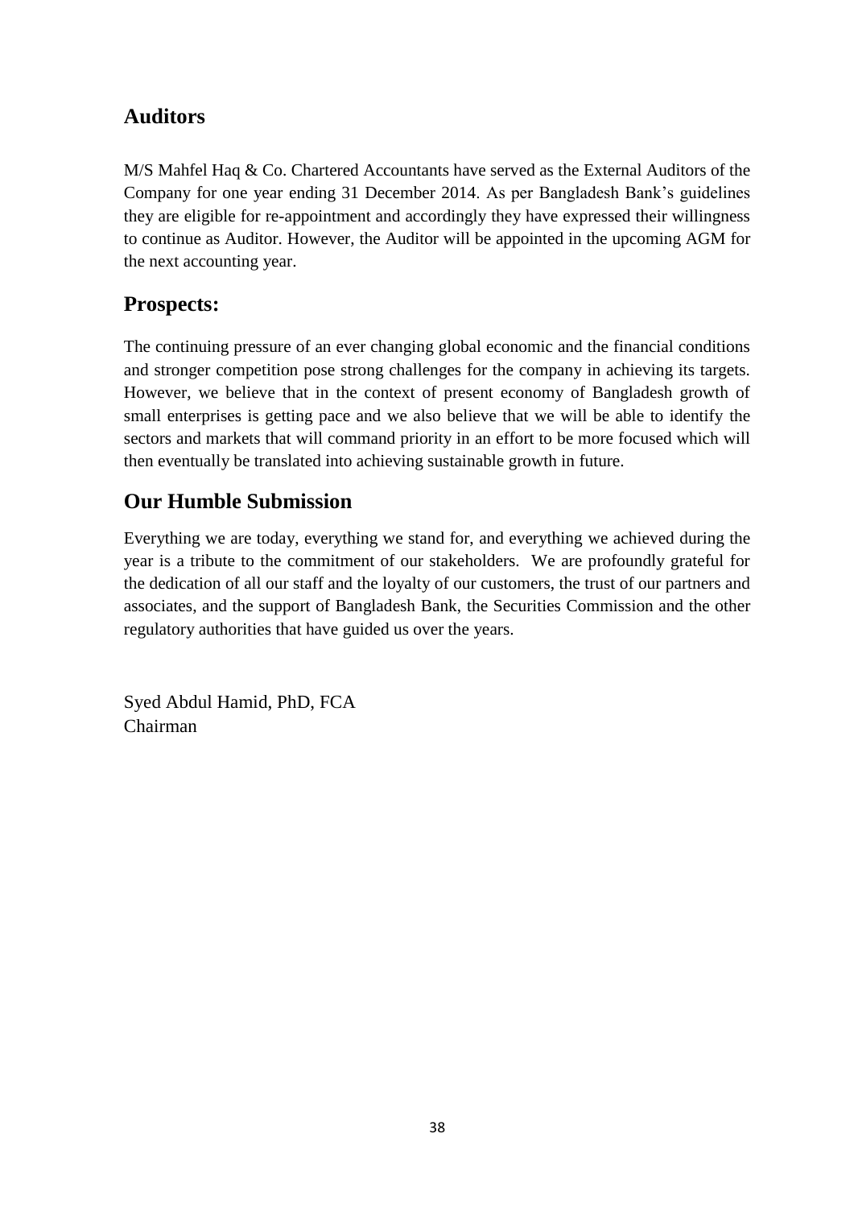## Auditors

M/S Mahfel Haq & Co. Chartered Accountants have served as the External Auditors of the Company for one year ending 31 December 2014. As per Bangladesh Bank's guidelines they are eligible for re-appointment and accordingly they have expressed their willingness to continue as Auditor. However, the Auditor will be appointed in the upcoming AGM for the next accounting year.

## Prospects:

The continuing pressure of an ever changing global economic and the financial conditions and stronger competition pose strong challenges for the company in achieving its targets. However, we believe that in the context of present economy of Bangladesh growth of small enterprises is getting pace and we also believe that we will be able to identify the sectors and markets that will command priority in an effort to be more focused which will then eventually be translated into achieving sustainable growth in future.

## Our Humble Submission

Everything we are today, everything we stand for, and everything we achieved during the year is a tribute to the commitment of our stakeholders. We are profoundly grateful for the dedication of all our staff and the loyalty of our customers, the trust of our partners and associates, and the support of Bangladesh Bank, the Securities Commission and the other regulatory authorities that have guided us over the years.

Syed Abdul Hamid, PhD, FCA
Chairman